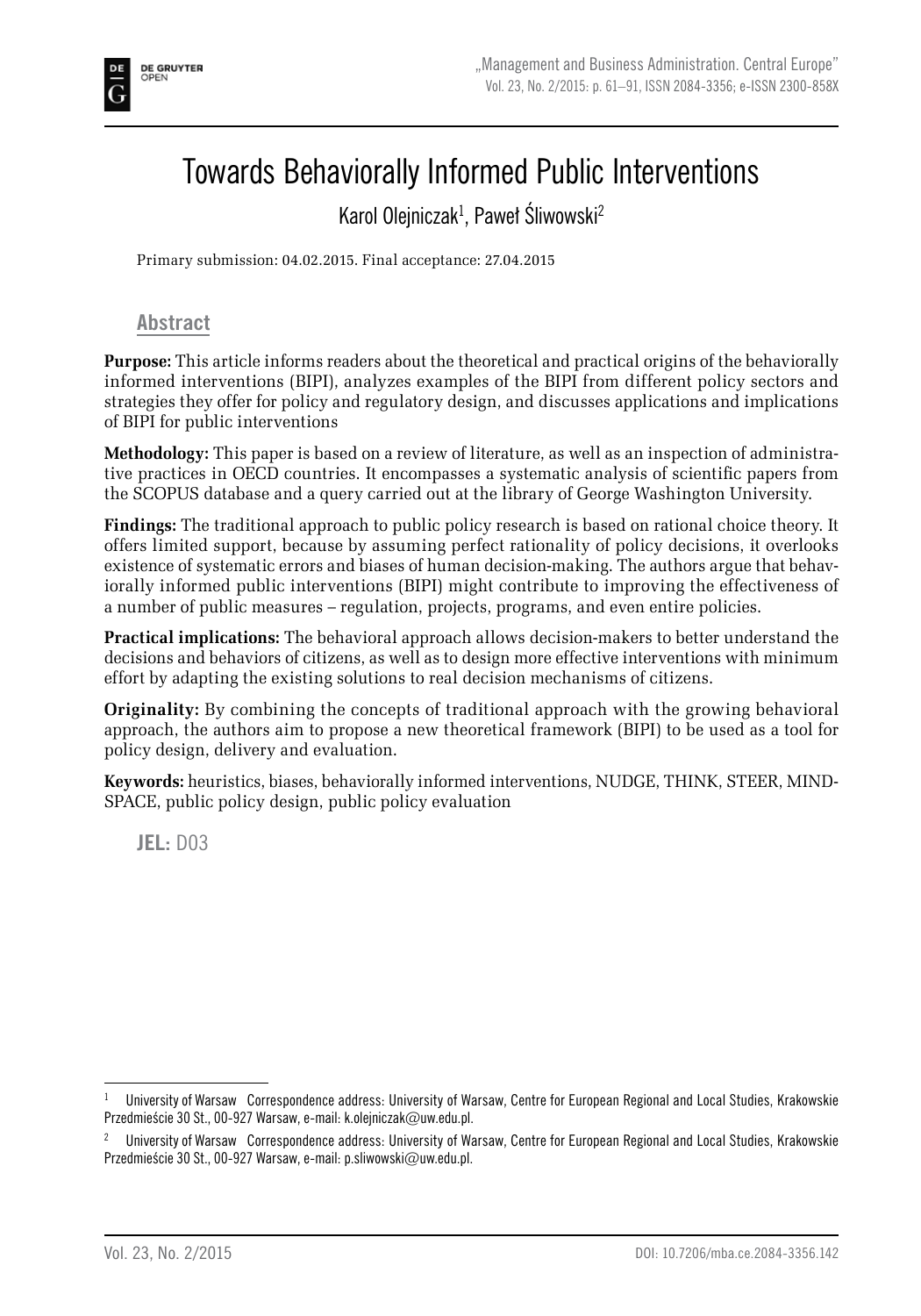# Towards Behaviorally Informed Public Interventions

Karol Olejniczak[1], Paweł Śliwowski[2]

Primary submission: 04.02.2015. Final acceptance: 27.04.2015

## Abstract

**Purpose:** This article informs readers about the theoretical and practical origins of the behaviorally informed interventions (BIPI), analyzes examples of the BIPI from different policy sectors and strategies they offer for policy and regulatory design, and discusses applications and implications of BIPI for public interventions

**Methodology:** This paper is based on a review of literature, as well as an inspection of administrative practices in OECD countries. It encompasses a systematic analysis of scientific papers from the SCOPUS database and a query carried out at the library of George Washington University.

**Findings:** The traditional approach to public policy research is based on rational choice theory. It offers limited support, because by assuming perfect rationality of policy decisions, it overlooks existence of systematic errors and biases of human decision-making. The authors argue that behaviorally informed public interventions (BIPI) might contribute to improving the effectiveness of a number of public measures – regulation, projects, programs, and even entire policies.

**Practical implications:** The behavioral approach allows decision-makers to better understand the decisions and behaviors of citizens, as well as to design more effective interventions with minimum effort by adapting the existing solutions to real decision mechanisms of citizens.

**Originality:** By combining the concepts of traditional approach with the growing behavioral approach, the authors aim to propose a new theoretical framework (BIPI) to be used as a tool for policy design, delivery and evaluation.

**Keywords:** heuristics, biases, behaviorally informed interventions, NUDGE, THINK, STEER, MINDSPACE, public policy design, public policy evaluation

**JEL:** D03

---

[1] University of Warsaw Correspondence address: University of Warsaw, Centre for European Regional and Local Studies, Krakowskie Przedmieście 30 St., 00-927 Warsaw, e-mail: k.olejniczak@uw.edu.pl.

[2] University of Warsaw Correspondence address: University of Warsaw, Centre for European Regional and Local Studies, Krakowskie Przedmieście 30 St., 00-927 Warsaw, e-mail: p.sliwowski@uw.edu.pl.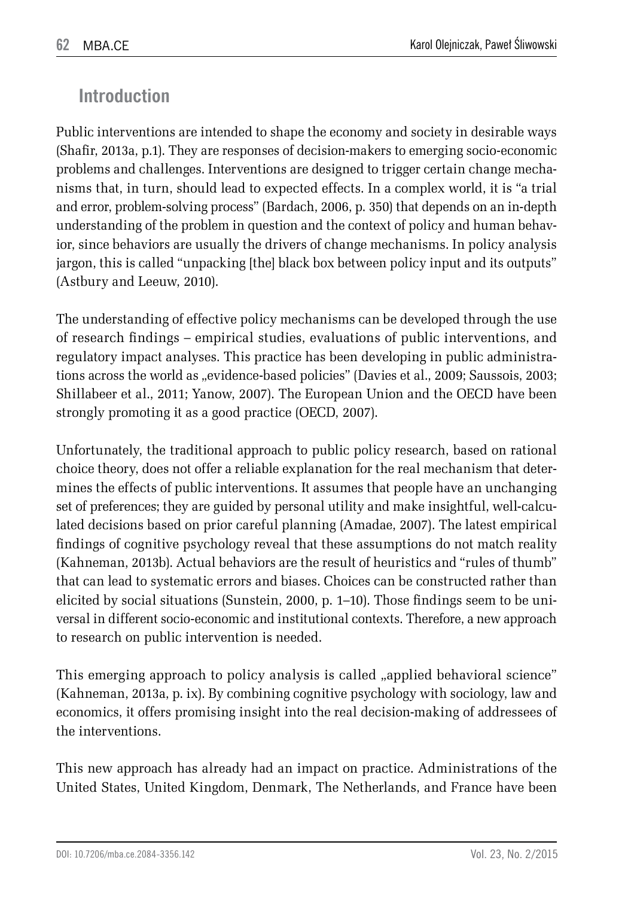## Introduction

Public interventions are intended to shape the economy and society in desirable ways (Shafir, 2013a, p.1). They are responses of decision-makers to emerging socio-economic problems and challenges. Interventions are designed to trigger certain change mechanisms that, in turn, should lead to expected effects. In a complex world, it is "a trial and error, problem-solving process" (Bardach, 2006, p. 350) that depends on an in-depth understanding of the problem in question and the context of policy and human behavior, since behaviors are usually the drivers of change mechanisms. In policy analysis jargon, this is called "unpacking [the] black box between policy input and its outputs" (Astbury and Leeuw, 2010).

The understanding of effective policy mechanisms can be developed through the use of research findings – empirical studies, evaluations of public interventions, and regulatory impact analyses. This practice has been developing in public administrations across the world as „evidence-based policies" (Davies et al., 2009; Saussois, 2003; Shillabeer et al., 2011; Yanow, 2007). The European Union and the OECD have been strongly promoting it as a good practice (OECD, 2007).

Unfortunately, the traditional approach to public policy research, based on rational choice theory, does not offer a reliable explanation for the real mechanism that determines the effects of public interventions. It assumes that people have an unchanging set of preferences; they are guided by personal utility and make insightful, well-calculated decisions based on prior careful planning (Amadae, 2007). The latest empirical findings of cognitive psychology reveal that these assumptions do not match reality (Kahneman, 2013b). Actual behaviors are the result of heuristics and "rules of thumb" that can lead to systematic errors and biases. Choices can be constructed rather than elicited by social situations (Sunstein, 2000, p. 1–10). Those findings seem to be universal in different socio-economic and institutional contexts. Therefore, a new approach to research on public intervention is needed.

This emerging approach to policy analysis is called „applied behavioral science" (Kahneman, 2013a, p. ix). By combining cognitive psychology with sociology, law and economics, it offers promising insight into the real decision-making of addressees of the interventions.

This new approach has already had an impact on practice. Administrations of the United States, United Kingdom, Denmark, The Netherlands, and France have been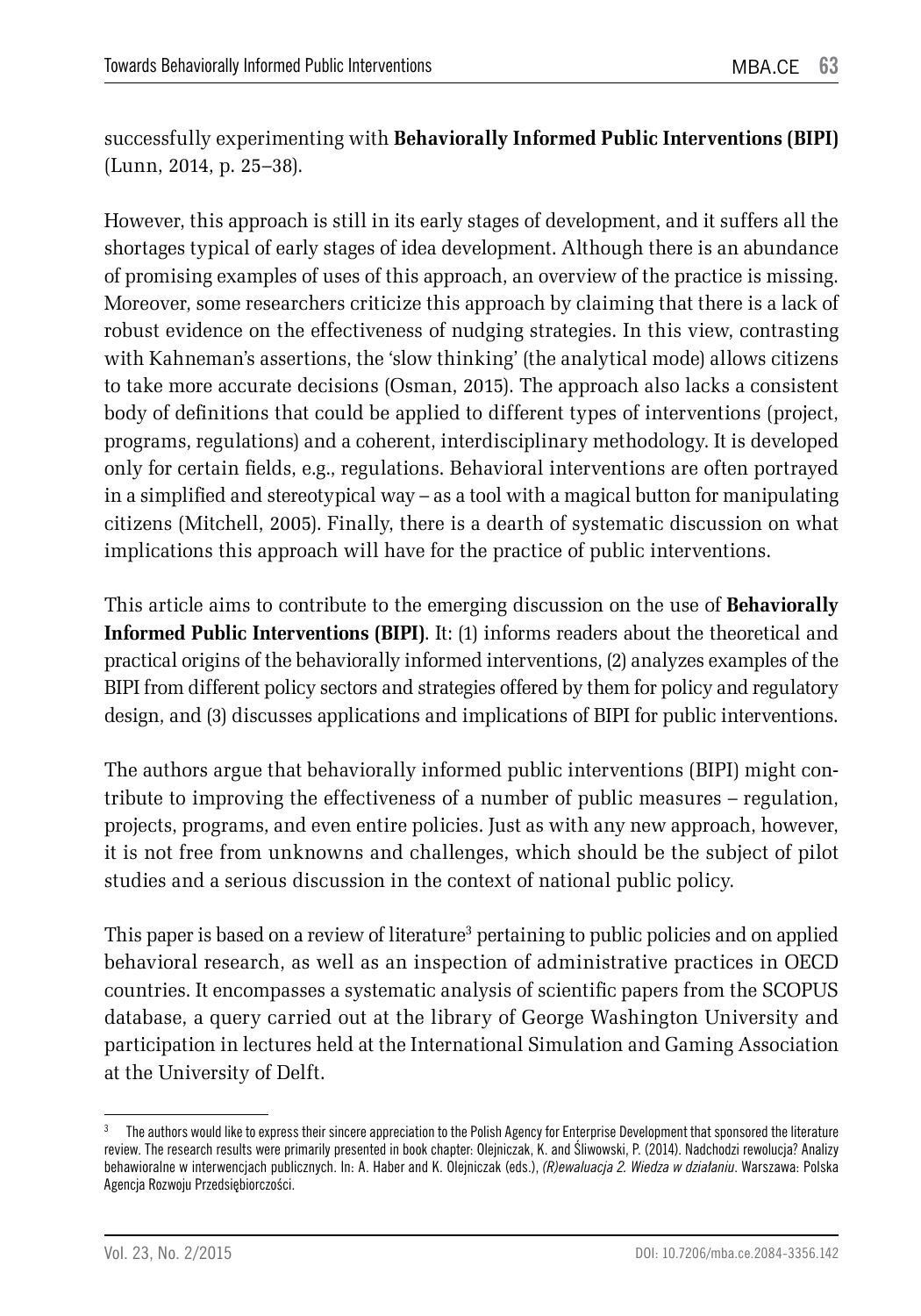successfully experimenting with **Behaviorally Informed Public Interventions (BIPI)** (Lunn, 2014, p. 25–38).

However, this approach is still in its early stages of development, and it suffers all the shortages typical of early stages of idea development. Although there is an abundance of promising examples of uses of this approach, an overview of the practice is missing. Moreover, some researchers criticize this approach by claiming that there is a lack of robust evidence on the effectiveness of nudging strategies. In this view, contrasting with Kahneman's assertions, the 'slow thinking' (the analytical mode) allows citizens to take more accurate decisions (Osman, 2015). The approach also lacks a consistent body of definitions that could be applied to different types of interventions (project, programs, regulations) and a coherent, interdisciplinary methodology. It is developed only for certain fields, e.g., regulations. Behavioral interventions are often portrayed in a simplified and stereotypical way – as a tool with a magical button for manipulating citizens (Mitchell, 2005). Finally, there is a dearth of systematic discussion on what implications this approach will have for the practice of public interventions.

This article aims to contribute to the emerging discussion on the use of **Behaviorally Informed Public Interventions (BIPI)**. It: (1) informs readers about the theoretical and practical origins of the behaviorally informed interventions, (2) analyzes examples of the BIPI from different policy sectors and strategies offered by them for policy and regulatory design, and (3) discusses applications and implications of BIPI for public interventions.

The authors argue that behaviorally informed public interventions (BIPI) might contribute to improving the effectiveness of a number of public measures – regulation, projects, programs, and even entire policies. Just as with any new approach, however, it is not free from unknowns and challenges, which should be the subject of pilot studies and a serious discussion in the context of national public policy.

This paper is based on a review of literature[3] pertaining to public policies and on applied behavioral research, as well as an inspection of administrative practices in OECD countries. It encompasses a systematic analysis of scientific papers from the SCOPUS database, a query carried out at the library of George Washington University and participation in lectures held at the International Simulation and Gaming Association at the University of Delft.

[3] The authors would like to express their sincere appreciation to the Polish Agency for Enterprise Development that sponsored the literature review. The research results were primarily presented in book chapter: Olejniczak, K. and Śliwowski, P. (2014). Nadchodzi rewolucja? Analizy behawioralne w interwencjach publicznych. In: A. Haber and K. Olejniczak (eds.), *(R)ewaluacja 2. Wiedza w działaniu*. Warszawa: Polska Agencja Rozwoju Przedsiębiorczości.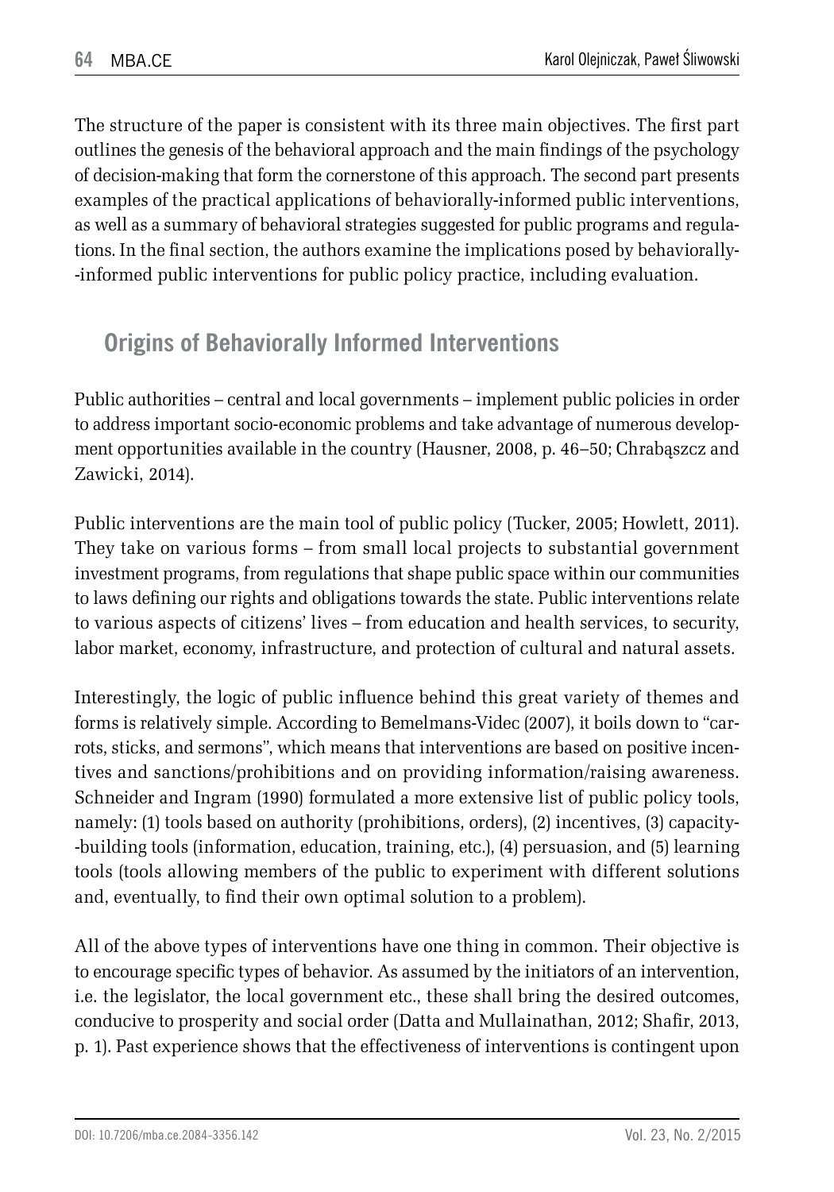The structure of the paper is consistent with its three main objectives. The first part outlines the genesis of the behavioral approach and the main findings of the psychology of decision-making that form the cornerstone of this approach. The second part presents examples of the practical applications of behaviorally-informed public interventions, as well as a summary of behavioral strategies suggested for public programs and regulations. In the final section, the authors examine the implications posed by behaviorally-informed public interventions for public policy practice, including evaluation.

## Origins of Behaviorally Informed Interventions

Public authorities – central and local governments – implement public policies in order to address important socio-economic problems and take advantage of numerous development opportunities available in the country (Hausner, 2008, p. 46–50; Chrabąszcz and Zawicki, 2014).

Public interventions are the main tool of public policy (Tucker, 2005; Howlett, 2011). They take on various forms – from small local projects to substantial government investment programs, from regulations that shape public space within our communities to laws defining our rights and obligations towards the state. Public interventions relate to various aspects of citizens' lives – from education and health services, to security, labor market, economy, infrastructure, and protection of cultural and natural assets.

Interestingly, the logic of public influence behind this great variety of themes and forms is relatively simple. According to Bemelmans-Videc (2007), it boils down to "carrots, sticks, and sermons", which means that interventions are based on positive incentives and sanctions/prohibitions and on providing information/raising awareness. Schneider and Ingram (1990) formulated a more extensive list of public policy tools, namely: (1) tools based on authority (prohibitions, orders), (2) incentives, (3) capacity-building tools (information, education, training, etc.), (4) persuasion, and (5) learning tools (tools allowing members of the public to experiment with different solutions and, eventually, to find their own optimal solution to a problem).

All of the above types of interventions have one thing in common. Their objective is to encourage specific types of behavior. As assumed by the initiators of an intervention, i.e. the legislator, the local government etc., these shall bring the desired outcomes, conducive to prosperity and social order (Datta and Mullainathan, 2012; Shafir, 2013, p. 1). Past experience shows that the effectiveness of interventions is contingent upon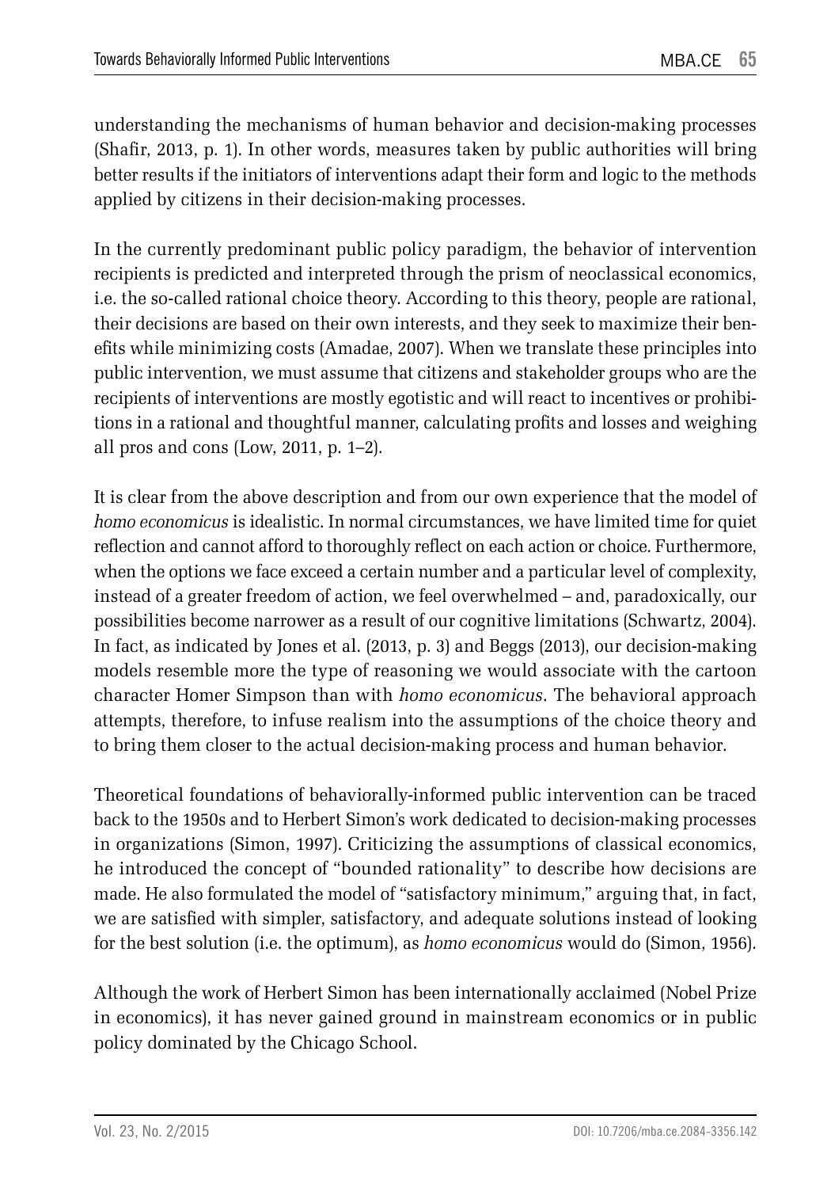understanding the mechanisms of human behavior and decision-making processes (Shafir, 2013, p. 1). In other words, measures taken by public authorities will bring better results if the initiators of interventions adapt their form and logic to the methods applied by citizens in their decision-making processes.

In the currently predominant public policy paradigm, the behavior of intervention recipients is predicted and interpreted through the prism of neoclassical economics, i.e. the so-called rational choice theory. According to this theory, people are rational, their decisions are based on their own interests, and they seek to maximize their benefits while minimizing costs (Amadae, 2007). When we translate these principles into public intervention, we must assume that citizens and stakeholder groups who are the recipients of interventions are mostly egotistic and will react to incentives or prohibitions in a rational and thoughtful manner, calculating profits and losses and weighing all pros and cons (Low, 2011, p. 1–2).

It is clear from the above description and from our own experience that the model of *homo economicus* is idealistic. In normal circumstances, we have limited time for quiet reflection and cannot afford to thoroughly reflect on each action or choice. Furthermore, when the options we face exceed a certain number and a particular level of complexity, instead of a greater freedom of action, we feel overwhelmed – and, paradoxically, our possibilities become narrower as a result of our cognitive limitations (Schwartz, 2004). In fact, as indicated by Jones et al. (2013, p. 3) and Beggs (2013), our decision-making models resemble more the type of reasoning we would associate with the cartoon character Homer Simpson than with *homo economicus*. The behavioral approach attempts, therefore, to infuse realism into the assumptions of the choice theory and to bring them closer to the actual decision-making process and human behavior.

Theoretical foundations of behaviorally-informed public intervention can be traced back to the 1950s and to Herbert Simon's work dedicated to decision-making processes in organizations (Simon, 1997). Criticizing the assumptions of classical economics, he introduced the concept of "bounded rationality" to describe how decisions are made. He also formulated the model of "satisfactory minimum," arguing that, in fact, we are satisfied with simpler, satisfactory, and adequate solutions instead of looking for the best solution (i.e. the optimum), as *homo economicus* would do (Simon, 1956).

Although the work of Herbert Simon has been internationally acclaimed (Nobel Prize in economics), it has never gained ground in mainstream economics or in public policy dominated by the Chicago School.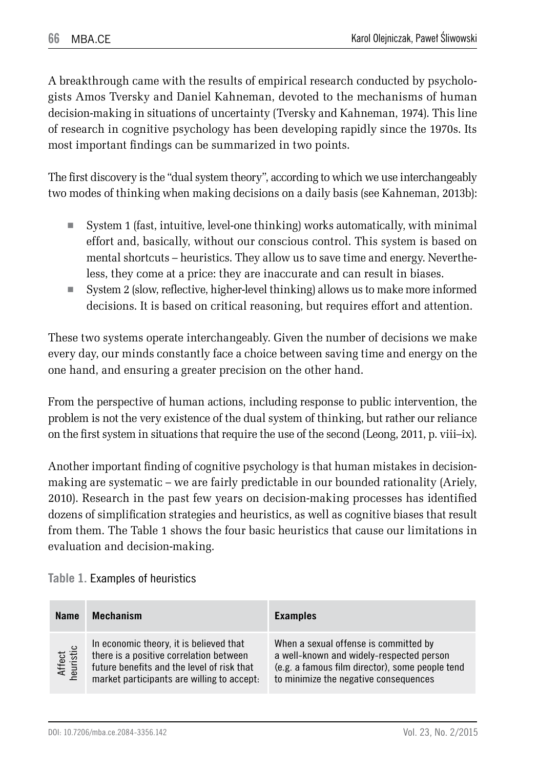A breakthrough came with the results of empirical research conducted by psychologists Amos Tversky and Daniel Kahneman, devoted to the mechanisms of human decision-making in situations of uncertainty (Tversky and Kahneman, 1974). This line of research in cognitive psychology has been developing rapidly since the 1970s. Its most important findings can be summarized in two points.

The first discovery is the "dual system theory", according to which we use interchangeably two modes of thinking when making decisions on a daily basis (see Kahneman, 2013b):

- System 1 (fast, intuitive, level-one thinking) works automatically, with minimal effort and, basically, without our conscious control. This system is based on mental shortcuts – heuristics. They allow us to save time and energy. Nevertheless, they come at a price: they are inaccurate and can result in biases.
- System 2 (slow, reflective, higher-level thinking) allows us to make more informed decisions. It is based on critical reasoning, but requires effort and attention.

These two systems operate interchangeably. Given the number of decisions we make every day, our minds constantly face a choice between saving time and energy on the one hand, and ensuring a greater precision on the other hand.

From the perspective of human actions, including response to public intervention, the problem is not the very existence of the dual system of thinking, but rather our reliance on the first system in situations that require the use of the second (Leong, 2011, p. viii–ix).

Another important finding of cognitive psychology is that human mistakes in decision-making are systematic – we are fairly predictable in our bounded rationality (Ariely, 2010). Research in the past few years on decision-making processes has identified dozens of simplification strategies and heuristics, as well as cognitive biases that result from them. The Table 1 shows the four basic heuristics that cause our limitations in evaluation and decision-making.

**Table 1.** Examples of heuristics

| Name | Mechanism | Examples |
|---|---|---|
| Affect heuristic | In economic theory, it is believed that there is a positive correlation between future benefits and the level of risk that market participants are willing to accept: | When a sexual offense is committed by a well-known and widely-respected person (e.g. a famous film director), some people tend to minimize the negative consequences |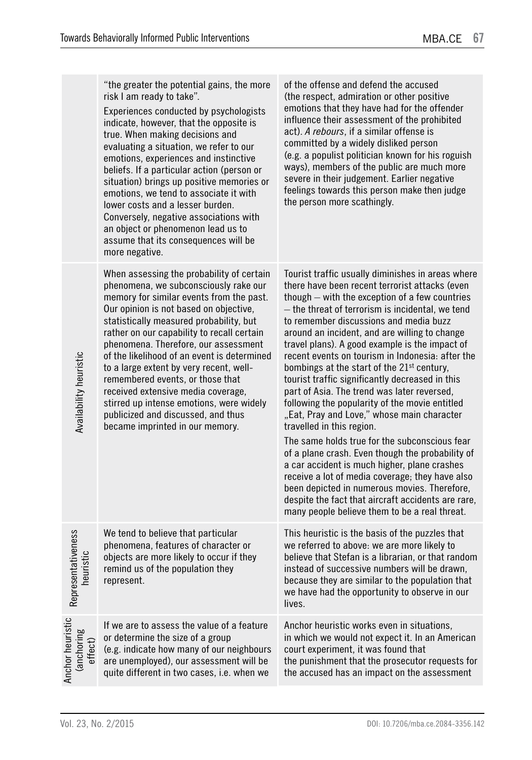| | | |
|---|---|---|
| | "the greater the potential gains, the more risk I am ready to take".<br>Experiences conducted by psychologists indicate, however, that the opposite is true. When making decisions and evaluating a situation, we refer to our emotions, experiences and instinctive beliefs. If a particular action (person or situation) brings up positive memories or emotions, we tend to associate it with lower costs and a lesser burden. Conversely, negative associations with an object or phenomenon lead us to assume that its consequences will be more negative. | of the offense and defend the accused (the respect, admiration or other positive emotions that they have had for the offender influence their assessment of the prohibited act). *A rebours*, if a similar offense is committed by a widely disliked person (e.g. a populist politician known for his roguish ways), members of the public are much more severe in their judgement. Earlier negative feelings towards this person make then judge the person more scathingly. |
| Availability heuristic | When assessing the probability of certain phenomena, we subconsciously rake our memory for similar events from the past. Our opinion is not based on objective, statistically measured probability, but rather on our capability to recall certain phenomena. Therefore, our assessment of the likelihood of an event is determined to a large extent by very recent, well-remembered events, or those that received extensive media coverage, stirred up intense emotions, were widely publicized and discussed, and thus became imprinted in our memory. | Tourist traffic usually diminishes in areas where there have been recent terrorist attacks (even though – with the exception of a few countries – the threat of terrorism is incidental, we tend to remember discussions and media buzz around an incident, and are willing to change travel plans). A good example is the impact of recent events on tourism in Indonesia: after the bombings at the start of the 21st century, tourist traffic significantly decreased in this part of Asia. The trend was later reversed, following the popularity of the movie entitled „Eat, Pray and Love," whose main character travelled in this region.<br>The same holds true for the subconscious fear of a plane crash. Even though the probability of a car accident is much higher, plane crashes receive a lot of media coverage; they have also been depicted in numerous movies. Therefore, despite the fact that aircraft accidents are rare, many people believe them to be a real threat. |
| Representativeness heuristic | We tend to believe that particular phenomena, features of character or objects are more likely to occur if they remind us of the population they represent. | This heuristic is the basis of the puzzles that we referred to above: we are more likely to believe that Stefan is a librarian, or that random instead of successive numbers will be drawn, because they are similar to the population that we have had the opportunity to observe in our lives. |
| Anchor heuristic (anchoring effect) | If we are to assess the value of a feature or determine the size of a group (e.g. indicate how many of our neighbours are unemployed), our assessment will be quite different in two cases, i.e. when we | Anchor heuristic works even in situations, in which we would not expect it. In an American court experiment, it was found that the punishment that the prosecutor requests for the accused has an impact on the assessment |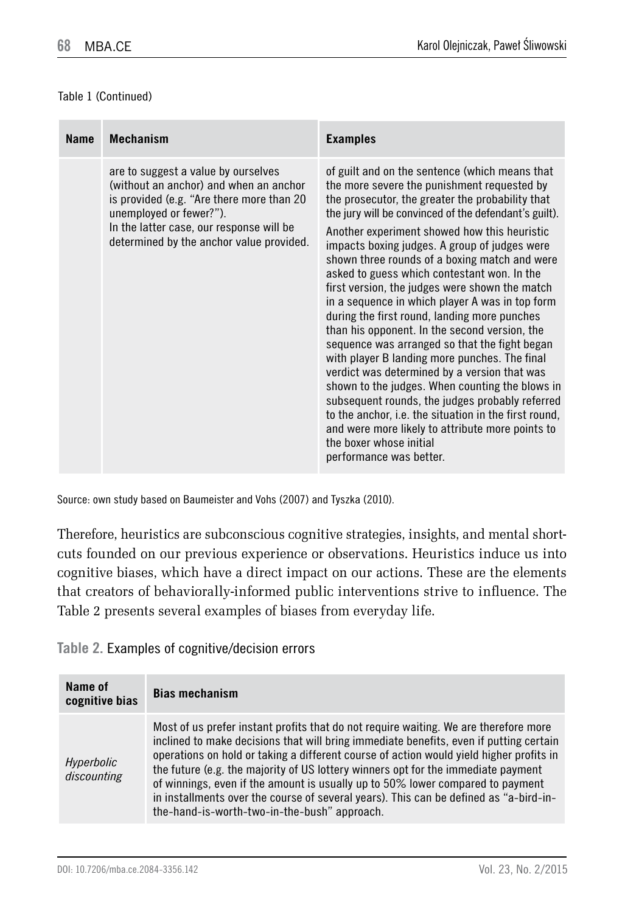Table 1 (Continued)

| Name | Mechanism | Examples |
|---|---|---|
| | are to suggest a value by ourselves (without an anchor) and when an anchor is provided (e.g. "Are there more than 20 unemployed or fewer?"). In the latter case, our response will be determined by the anchor value provided. | of guilt and on the sentence (which means that the more severe the punishment requested by the prosecutor, the greater the probability that the jury will be convinced of the defendant's guilt). Another experiment showed how this heuristic impacts boxing judges. A group of judges were shown three rounds of a boxing match and were asked to guess which contestant won. In the first version, the judges were shown the match in a sequence in which player A was in top form during the first round, landing more punches than his opponent. In the second version, the sequence was arranged so that the fight began with player B landing more punches. The final verdict was determined by a version that was shown to the judges. When counting the blows in subsequent rounds, the judges probably referred to the anchor, i.e. the situation in the first round, and were more likely to attribute more points to the boxer whose initial performance was better. |

Source: own study based on Baumeister and Vohs (2007) and Tyszka (2010).

Therefore, heuristics are subconscious cognitive strategies, insights, and mental shortcuts founded on our previous experience or observations. Heuristics induce us into cognitive biases, which have a direct impact on our actions. These are the elements that creators of behaviorally-informed public interventions strive to influence. The Table 2 presents several examples of biases from everyday life.

**Table 2.** Examples of cognitive/decision errors

| Name of cognitive bias | Bias mechanism |
|---|---|
| *Hyperbolic discounting* | Most of us prefer instant profits that do not require waiting. We are therefore more inclined to make decisions that will bring immediate benefits, even if putting certain operations on hold or taking a different course of action would yield higher profits in the future (e.g. the majority of US lottery winners opt for the immediate payment of winnings, even if the amount is usually up to 50% lower compared to payment in installments over the course of several years). This can be defined as "a-bird-in-the-hand-is-worth-two-in-the-bush" approach. |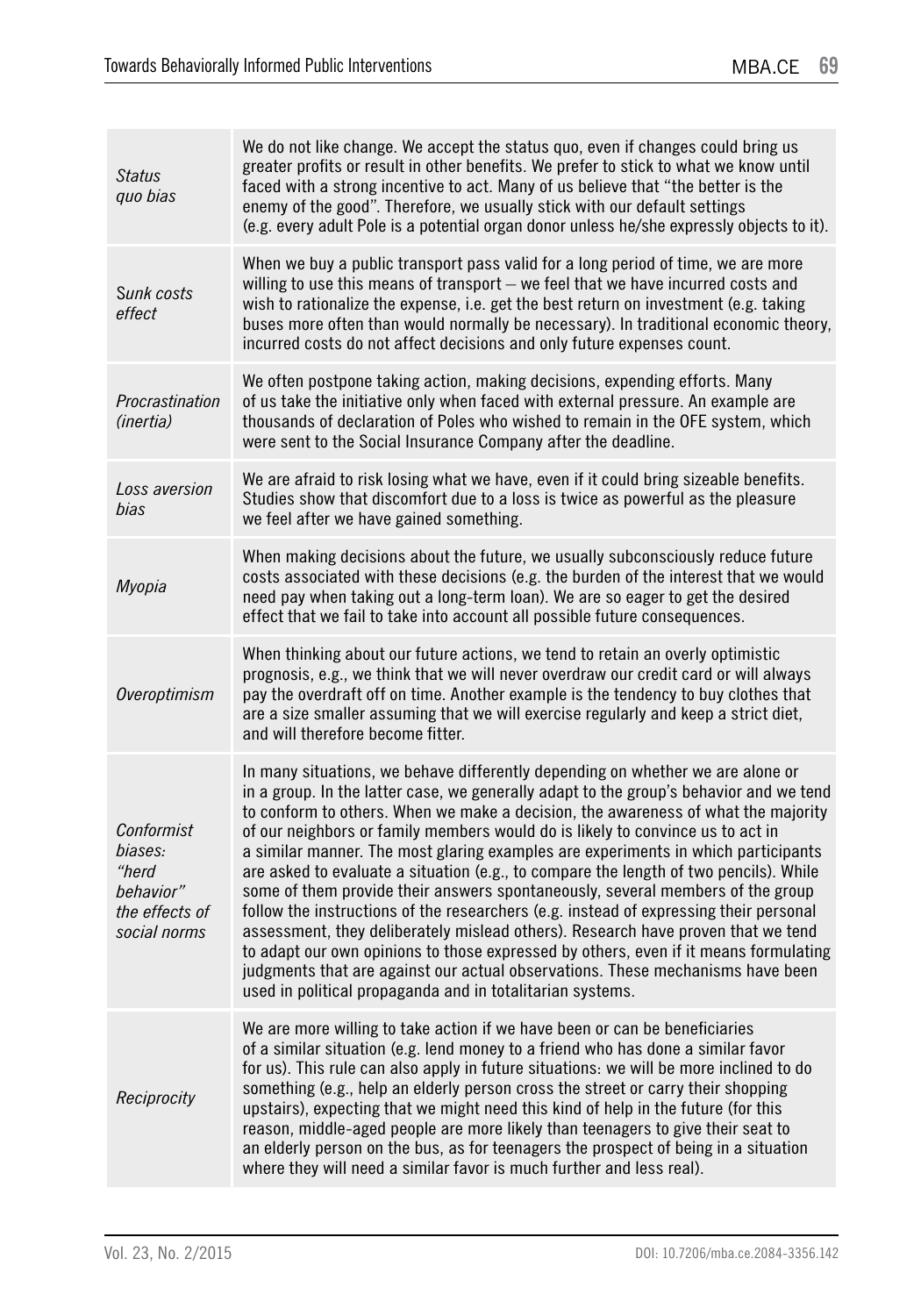| | |
|---|---|
| *Status quo bias* | We do not like change. We accept the status quo, even if changes could bring us greater profits or result in other benefits. We prefer to stick to what we know until faced with a strong incentive to act. Many of us believe that "the better is the enemy of the good". Therefore, we usually stick with our default settings (e.g. every adult Pole is a potential organ donor unless he/she expressly objects to it). |
| *Sunk costs effect* | When we buy a public transport pass valid for a long period of time, we are more willing to use this means of transport – we feel that we have incurred costs and wish to rationalize the expense, i.e. get the best return on investment (e.g. taking buses more often than would normally be necessary). In traditional economic theory, incurred costs do not affect decisions and only future expenses count. |
| *Procrastination (inertia)* | We often postpone taking action, making decisions, expending efforts. Many of us take the initiative only when faced with external pressure. An example are thousands of declaration of Poles who wished to remain in the OFE system, which were sent to the Social Insurance Company after the deadline. |
| *Loss aversion bias* | We are afraid to risk losing what we have, even if it could bring sizeable benefits. Studies show that discomfort due to a loss is twice as powerful as the pleasure we feel after we have gained something. |
| *Myopia* | When making decisions about the future, we usually subconsciously reduce future costs associated with these decisions (e.g. the burden of the interest that we would need pay when taking out a long-term loan). We are so eager to get the desired effect that we fail to take into account all possible future consequences. |
| *Overoptimism* | When thinking about our future actions, we tend to retain an overly optimistic prognosis, e.g., we think that we will never overdraw our credit card or will always pay the overdraft off on time. Another example is the tendency to buy clothes that are a size smaller assuming that we will exercise regularly and keep a strict diet, and will therefore become fitter. |
| *Conformist biases: "herd behavior" the effects of social norms* | In many situations, we behave differently depending on whether we are alone or in a group. In the latter case, we generally adapt to the group's behavior and we tend to conform to others. When we make a decision, the awareness of what the majority of our neighbors or family members would do is likely to convince us to act in a similar manner. The most glaring examples are experiments in which participants are asked to evaluate a situation (e.g., to compare the length of two pencils). While some of them provide their answers spontaneously, several members of the group follow the instructions of the researchers (e.g. instead of expressing their personal assessment, they deliberately mislead others). Research have proven that we tend to adapt our own opinions to those expressed by others, even if it means formulating judgments that are against our actual observations. These mechanisms have been used in political propaganda and in totalitarian systems. |
| *Reciprocity* | We are more willing to take action if we have been or can be beneficiaries of a similar situation (e.g. lend money to a friend who has done a similar favor for us). This rule can also apply in future situations: we will be more inclined to do something (e.g., help an elderly person cross the street or carry their shopping upstairs), expecting that we might need this kind of help in the future (for this reason, middle-aged people are more likely than teenagers to give their seat to an elderly person on the bus, as for teenagers the prospect of being in a situation where they will need a similar favor is much further and less real). |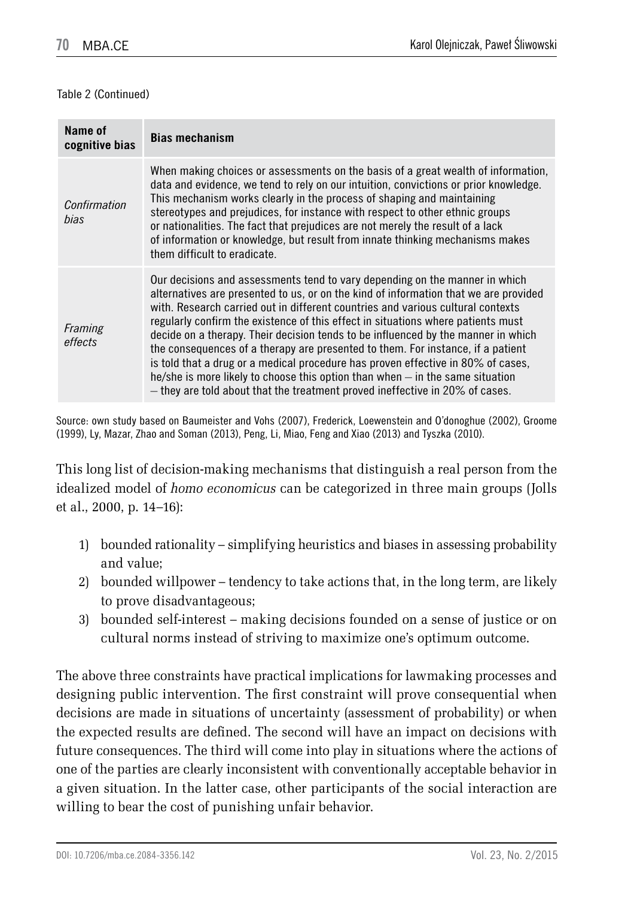Table 2 (Continued)

| Name of cognitive bias | Bias mechanism |
| --- | --- |
| *Confirmation bias* | When making choices or assessments on the basis of a great wealth of information, data and evidence, we tend to rely on our intuition, convictions or prior knowledge. This mechanism works clearly in the process of shaping and maintaining stereotypes and prejudices, for instance with respect to other ethnic groups or nationalities. The fact that prejudices are not merely the result of a lack of information or knowledge, but result from innate thinking mechanisms makes them difficult to eradicate. |
| *Framing effects* | Our decisions and assessments tend to vary depending on the manner in which alternatives are presented to us, or on the kind of information that we are provided with. Research carried out in different countries and various cultural contexts regularly confirm the existence of this effect in situations where patients must decide on a therapy. Their decision tends to be influenced by the manner in which the consequences of a therapy are presented to them. For instance, if a patient is told that a drug or a medical procedure has proven effective in 80% of cases, he/she is more likely to choose this option than when – in the same situation – they are told about that the treatment proved ineffective in 20% of cases. |

Source: own study based on Baumeister and Vohs (2007), Frederick, Loewenstein and O'donoghue (2002), Groome (1999), Ly, Mazar, Zhao and Soman (2013), Peng, Li, Miao, Feng and Xiao (2013) and Tyszka (2010).

This long list of decision-making mechanisms that distinguish a real person from the idealized model of *homo economicus* can be categorized in three main groups (Jolls et al., 2000, p. 14–16):

1) bounded rationality – simplifying heuristics and biases in assessing probability and value;
2) bounded willpower – tendency to take actions that, in the long term, are likely to prove disadvantageous;
3) bounded self-interest – making decisions founded on a sense of justice or on cultural norms instead of striving to maximize one's optimum outcome.

The above three constraints have practical implications for lawmaking processes and designing public intervention. The first constraint will prove consequential when decisions are made in situations of uncertainty (assessment of probability) or when the expected results are defined. The second will have an impact on decisions with future consequences. The third will come into play in situations where the actions of one of the parties are clearly inconsistent with conventionally acceptable behavior in a given situation. In the latter case, other participants of the social interaction are willing to bear the cost of punishing unfair behavior.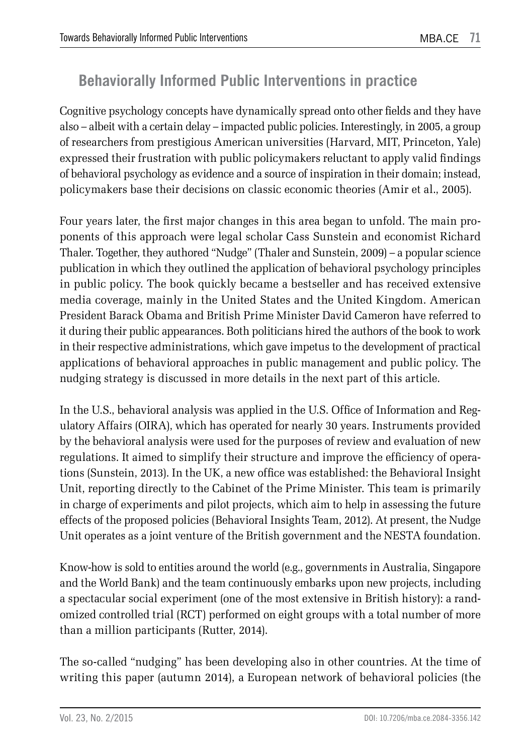## Behaviorally Informed Public Interventions in practice

Cognitive psychology concepts have dynamically spread onto other fields and they have also – albeit with a certain delay – impacted public policies. Interestingly, in 2005, a group of researchers from prestigious American universities (Harvard, MIT, Princeton, Yale) expressed their frustration with public policymakers reluctant to apply valid findings of behavioral psychology as evidence and a source of inspiration in their domain; instead, policymakers base their decisions on classic economic theories (Amir et al., 2005).

Four years later, the first major changes in this area began to unfold. The main proponents of this approach were legal scholar Cass Sunstein and economist Richard Thaler. Together, they authored "Nudge" (Thaler and Sunstein, 2009) – a popular science publication in which they outlined the application of behavioral psychology principles in public policy. The book quickly became a bestseller and has received extensive media coverage, mainly in the United States and the United Kingdom. American President Barack Obama and British Prime Minister David Cameron have referred to it during their public appearances. Both politicians hired the authors of the book to work in their respective administrations, which gave impetus to the development of practical applications of behavioral approaches in public management and public policy. The nudging strategy is discussed in more details in the next part of this article.

In the U.S., behavioral analysis was applied in the U.S. Office of Information and Regulatory Affairs (OIRA), which has operated for nearly 30 years. Instruments provided by the behavioral analysis were used for the purposes of review and evaluation of new regulations. It aimed to simplify their structure and improve the efficiency of operations (Sunstein, 2013). In the UK, a new office was established: the Behavioral Insight Unit, reporting directly to the Cabinet of the Prime Minister. This team is primarily in charge of experiments and pilot projects, which aim to help in assessing the future effects of the proposed policies (Behavioral Insights Team, 2012). At present, the Nudge Unit operates as a joint venture of the British government and the NESTA foundation.

Know-how is sold to entities around the world (e.g., governments in Australia, Singapore and the World Bank) and the team continuously embarks upon new projects, including a spectacular social experiment (one of the most extensive in British history): a randomized controlled trial (RCT) performed on eight groups with a total number of more than a million participants (Rutter, 2014).

The so-called "nudging" has been developing also in other countries. At the time of writing this paper (autumn 2014), a European network of behavioral policies (the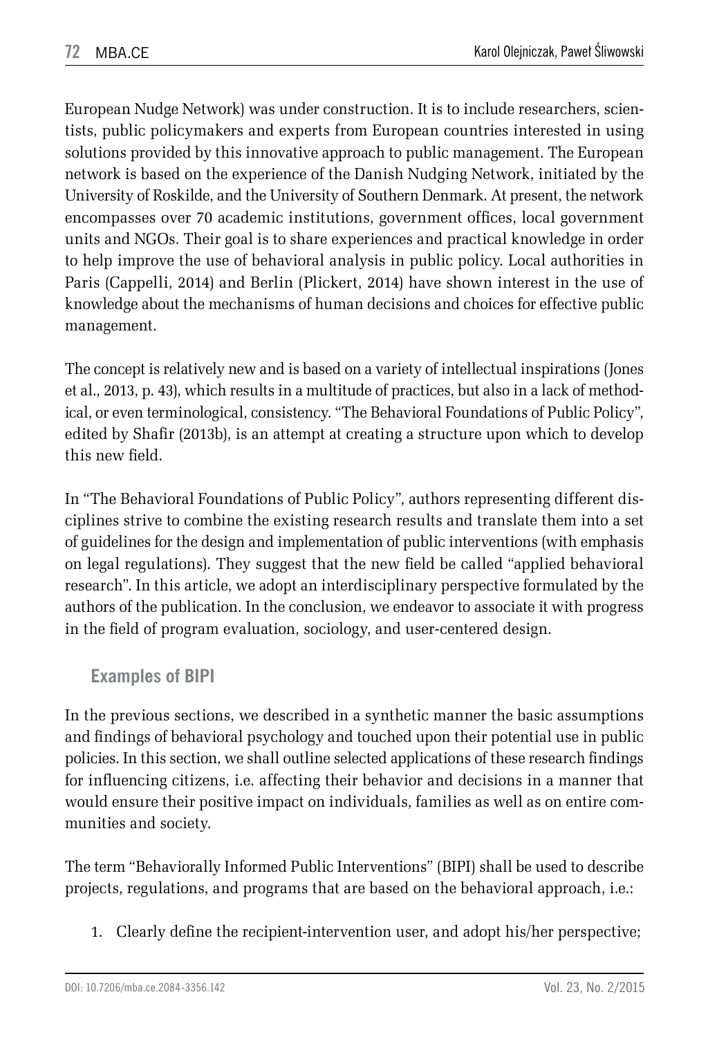European Nudge Network) was under construction. It is to include researchers, scientists, public policymakers and experts from European countries interested in using solutions provided by this innovative approach to public management. The European network is based on the experience of the Danish Nudging Network, initiated by the University of Roskilde, and the University of Southern Denmark. At present, the network encompasses over 70 academic institutions, government offices, local government units and NGOs. Their goal is to share experiences and practical knowledge in order to help improve the use of behavioral analysis in public policy. Local authorities in Paris (Cappelli, 2014) and Berlin (Plickert, 2014) have shown interest in the use of knowledge about the mechanisms of human decisions and choices for effective public management.

The concept is relatively new and is based on a variety of intellectual inspirations (Jones et al., 2013, p. 43), which results in a multitude of practices, but also in a lack of methodical, or even terminological, consistency. "The Behavioral Foundations of Public Policy", edited by Shafir (2013b), is an attempt at creating a structure upon which to develop this new field.

In "The Behavioral Foundations of Public Policy", authors representing different disciplines strive to combine the existing research results and translate them into a set of guidelines for the design and implementation of public interventions (with emphasis on legal regulations). They suggest that the new field be called "applied behavioral research". In this article, we adopt an interdisciplinary perspective formulated by the authors of the publication. In the conclusion, we endeavor to associate it with progress in the field of program evaluation, sociology, and user-centered design.

## Examples of BIPI

In the previous sections, we described in a synthetic manner the basic assumptions and findings of behavioral psychology and touched upon their potential use in public policies. In this section, we shall outline selected applications of these research findings for influencing citizens, i.e. affecting their behavior and decisions in a manner that would ensure their positive impact on individuals, families as well as on entire communities and society.

The term "Behaviorally Informed Public Interventions" (BIPI) shall be used to describe projects, regulations, and programs that are based on the behavioral approach, i.e.:

1. Clearly define the recipient-intervention user, and adopt his/her perspective;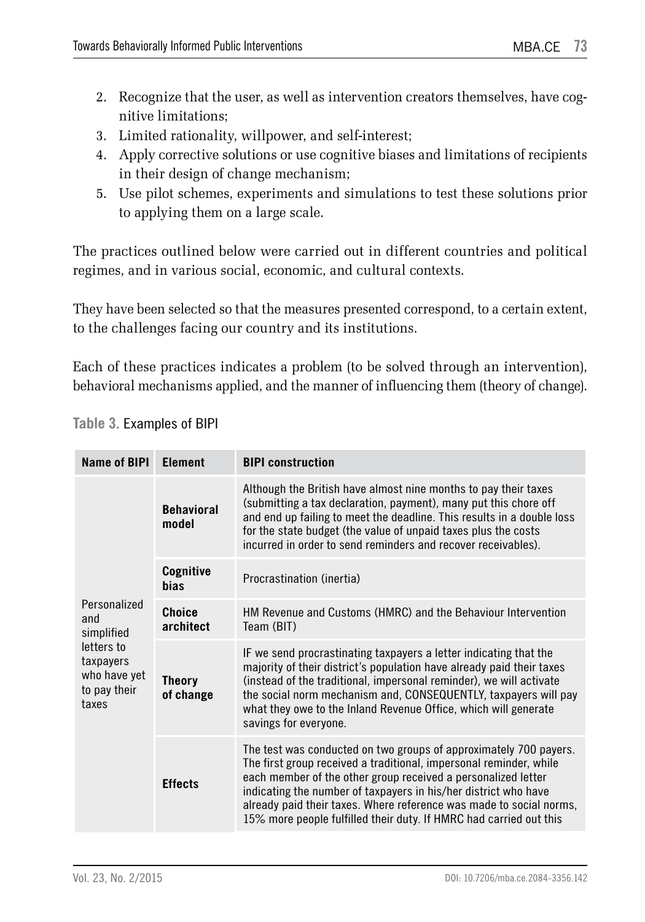2. Recognize that the user, as well as intervention creators themselves, have cognitive limitations;
3. Limited rationality, willpower, and self-interest;
4. Apply corrective solutions or use cognitive biases and limitations of recipients in their design of change mechanism;
5. Use pilot schemes, experiments and simulations to test these solutions prior to applying them on a large scale.

The practices outlined below were carried out in different countries and political regimes, and in various social, economic, and cultural contexts.

They have been selected so that the measures presented correspond, to a certain extent, to the challenges facing our country and its institutions.

Each of these practices indicates a problem (to be solved through an intervention), behavioral mechanisms applied, and the manner of influencing them (theory of change).

**Table 3.** Examples of BIPI

| Name of BIPI | Element | BIPI construction |
|---|---|---|
| Personalized and simplified letters to taxpayers who have yet to pay their taxes | **Behavioral model** | Although the British have almost nine months to pay their taxes (submitting a tax declaration, payment), many put this chore off and end up failing to meet the deadline. This results in a double loss for the state budget (the value of unpaid taxes plus the costs incurred in order to send reminders and recover receivables). |
| | **Cognitive bias** | Procrastination (inertia) |
| | **Choice architect** | HM Revenue and Customs (HMRC) and the Behaviour Intervention Team (BIT) |
| | **Theory of change** | IF we send procrastinating taxpayers a letter indicating that the majority of their district's population have already paid their taxes (instead of the traditional, impersonal reminder), we will activate the social norm mechanism and, CONSEQUENTLY, taxpayers will pay what they owe to the Inland Revenue Office, which will generate savings for everyone. |
| | **Effects** | The test was conducted on two groups of approximately 700 payers. The first group received a traditional, impersonal reminder, while each member of the other group received a personalized letter indicating the number of taxpayers in his/her district who have already paid their taxes. Where reference was made to social norms, 15% more people fulfilled their duty. If HMRC had carried out this |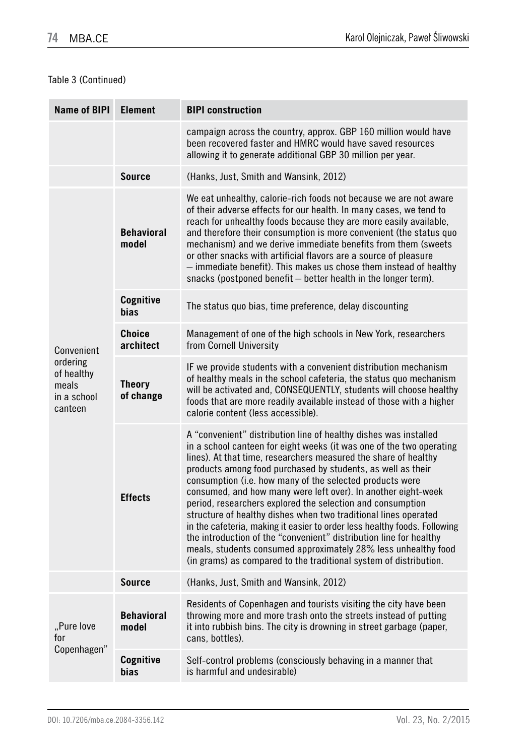Table 3 (Continued)

| Name of BIPI | Element | BIPI construction |
| --- | --- | --- |
| | | campaign across the country, approx. GBP 160 million would have been recovered faster and HMRC would have saved resources allowing it to generate additional GBP 30 million per year. |
| | **Source** | (Hanks, Just, Smith and Wansink, 2012) |
| Convenient ordering of healthy meals in a school canteen | **Behavioral model** | We eat unhealthy, calorie-rich foods not because we are not aware of their adverse effects for our health. In many cases, we tend to reach for unhealthy foods because they are more easily available, and therefore their consumption is more convenient (the status quo mechanism) and we derive immediate benefits from them (sweets or other snacks with artificial flavors are a source of pleasure – immediate benefit). This makes us chose them instead of healthy snacks (postponed benefit – better health in the longer term). |
| | **Cognitive bias** | The status quo bias, time preference, delay discounting |
| | **Choice architect** | Management of one of the high schools in New York, researchers from Cornell University |
| | **Theory of change** | IF we provide students with a convenient distribution mechanism of healthy meals in the school cafeteria, the status quo mechanism will be activated and, CONSEQUENTLY, students will choose healthy foods that are more readily available instead of those with a higher calorie content (less accessible). |
| | **Effects** | A "convenient" distribution line of healthy dishes was installed in a school canteen for eight weeks (it was one of the two operating lines). At that time, researchers measured the share of healthy products among food purchased by students, as well as their consumption (i.e. how many of the selected products were consumed, and how many were left over). In another eight-week period, researchers explored the selection and consumption structure of healthy dishes when two traditional lines operated in the cafeteria, making it easier to order less healthy foods. Following the introduction of the "convenient" distribution line for healthy meals, students consumed approximately 28% less unhealthy food (in grams) as compared to the traditional system of distribution. |
| | **Source** | (Hanks, Just, Smith and Wansink, 2012) |
| „Pure love for Copenhagen" | **Behavioral model** | Residents of Copenhagen and tourists visiting the city have been throwing more and more trash onto the streets instead of putting it into rubbish bins. The city is drowning in street garbage (paper, cans, bottles). |
| | **Cognitive bias** | Self-control problems (consciously behaving in a manner that is harmful and undesirable) |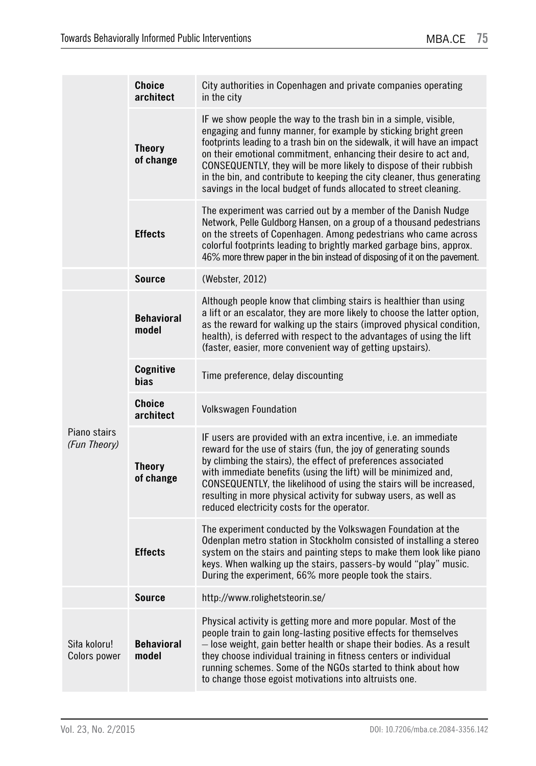| | | |
|---|---|---|
| | **Choice architect** | City authorities in Copenhagen and private companies operating in the city |
| | **Theory of change** | IF we show people the way to the trash bin in a simple, visible, engaging and funny manner, for example by sticking bright green footprints leading to a trash bin on the sidewalk, it will have an impact on their emotional commitment, enhancing their desire to act and, CONSEQUENTLY, they will be more likely to dispose of their rubbish in the bin, and contribute to keeping the city cleaner, thus generating savings in the local budget of funds allocated to street cleaning. |
| | **Effects** | The experiment was carried out by a member of the Danish Nudge Network, Pelle Guldborg Hansen, on a group of a thousand pedestrians on the streets of Copenhagen. Among pedestrians who came across colorful footprints leading to brightly marked garbage bins, approx. 46% more threw paper in the bin instead of disposing of it on the pavement. |
| | **Source** | (Webster, 2012) |
| Piano stairs *(Fun Theory)* | **Behavioral model** | Although people know that climbing stairs is healthier than using a lift or an escalator, they are more likely to choose the latter option, as the reward for walking up the stairs (improved physical condition, health), is deferred with respect to the advantages of using the lift (faster, easier, more convenient way of getting upstairs). |
| | **Cognitive bias** | Time preference, delay discounting |
| | **Choice architect** | Volkswagen Foundation |
| | **Theory of change** | IF users are provided with an extra incentive, i.e. an immediate reward for the use of stairs (fun, the joy of generating sounds by climbing the stairs), the effect of preferences associated with immediate benefits (using the lift) will be minimized and, CONSEQUENTLY, the likelihood of using the stairs will be increased, resulting in more physical activity for subway users, as well as reduced electricity costs for the operator. |
| | **Effects** | The experiment conducted by the Volkswagen Foundation at the Odenplan metro station in Stockholm consisted of installing a stereo system on the stairs and painting steps to make them look like piano keys. When walking up the stairs, passers-by would "play" music. During the experiment, 66% more people took the stairs. |
| | **Source** | http://www.rolighetsteorin.se/ |
| Siła koloru! Colors power | **Behavioral model** | Physical activity is getting more and more popular. Most of the people train to gain long-lasting positive effects for themselves – lose weight, gain better health or shape their bodies. As a result they choose individual training in fitness centers or individual running schemes. Some of the NGOs started to think about how to change those egoist motivations into altruists one. |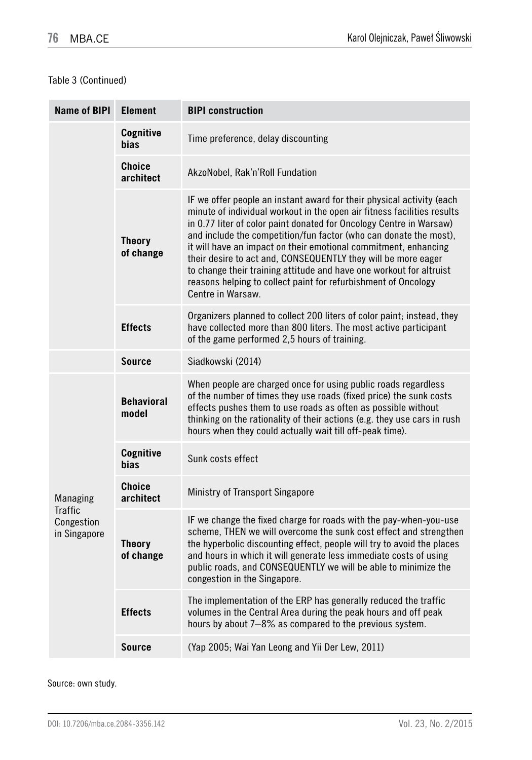Table 3 (Continued)

| Name of BIPI | Element | BIPI construction |
|---|---|---|
| | **Cognitive bias** | Time preference, delay discounting |
| | **Choice architect** | AkzoNobel, Rak'n'Roll Fundation |
| | **Theory of change** | IF we offer people an instant award for their physical activity (each minute of individual workout in the open air fitness facilities results in 0.77 liter of color paint donated for Oncology Centre in Warsaw) and include the competition/fun factor (who can donate the most), it will have an impact on their emotional commitment, enhancing their desire to act and, CONSEQUENTLY they will be more eager to change their training attitude and have one workout for altruist reasons helping to collect paint for refurbishment of Oncology Centre in Warsaw. |
| | **Effects** | Organizers planned to collect 200 liters of color paint; instead, they have collected more than 800 liters. The most active participant of the game performed 2,5 hours of training. |
| | **Source** | Siadkowski (2014) |
| Managing Traffic Congestion in Singapore | **Behavioral model** | When people are charged once for using public roads regardless of the number of times they use roads (fixed price) the sunk costs effects pushes them to use roads as often as possible without thinking on the rationality of their actions (e.g. they use cars in rush hours when they could actually wait till off-peak time). |
| | **Cognitive bias** | Sunk costs effect |
| | **Choice architect** | Ministry of Transport Singapore |
| | **Theory of change** | IF we change the fixed charge for roads with the pay-when-you-use scheme, THEN we will overcome the sunk cost effect and strengthen the hyperbolic discounting effect, people will try to avoid the places and hours in which it will generate less immediate costs of using public roads, and CONSEQUENTLY we will be able to minimize the congestion in the Singapore. |
| | **Effects** | The implementation of the ERP has generally reduced the traffic volumes in the Central Area during the peak hours and off peak hours by about 7–8% as compared to the previous system. |
| | **Source** | (Yap 2005; Wai Yan Leong and Yii Der Lew, 2011) |

Source: own study.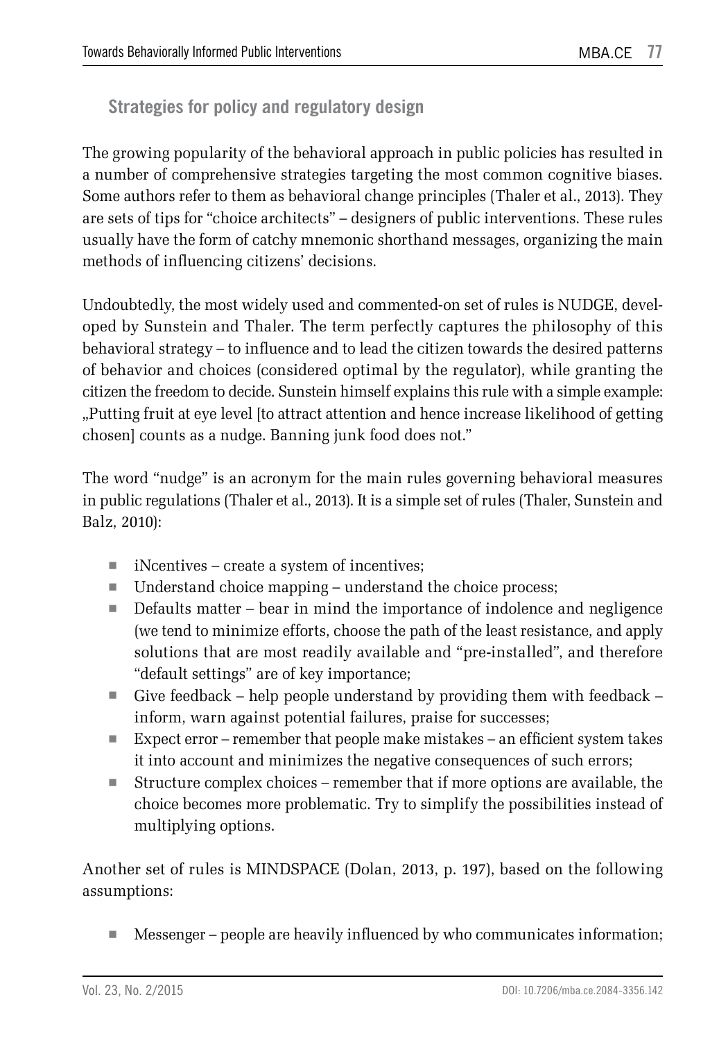## Strategies for policy and regulatory design

The growing popularity of the behavioral approach in public policies has resulted in a number of comprehensive strategies targeting the most common cognitive biases. Some authors refer to them as behavioral change principles (Thaler et al., 2013). They are sets of tips for "choice architects" – designers of public interventions. These rules usually have the form of catchy mnemonic shorthand messages, organizing the main methods of influencing citizens' decisions.

Undoubtedly, the most widely used and commented-on set of rules is NUDGE, developed by Sunstein and Thaler. The term perfectly captures the philosophy of this behavioral strategy – to influence and to lead the citizen towards the desired patterns of behavior and choices (considered optimal by the regulator), while granting the citizen the freedom to decide. Sunstein himself explains this rule with a simple example: „Putting fruit at eye level [to attract attention and hence increase likelihood of getting chosen] counts as a nudge. Banning junk food does not."

The word "nudge" is an acronym for the main rules governing behavioral measures in public regulations (Thaler et al., 2013). It is a simple set of rules (Thaler, Sunstein and Balz, 2010):

- iNcentives – create a system of incentives;
- Understand choice mapping – understand the choice process;
- Defaults matter – bear in mind the importance of indolence and negligence (we tend to minimize efforts, choose the path of the least resistance, and apply solutions that are most readily available and "pre-installed", and therefore "default settings" are of key importance;
- Give feedback – help people understand by providing them with feedback – inform, warn against potential failures, praise for successes;
- Expect error – remember that people make mistakes – an efficient system takes it into account and minimizes the negative consequences of such errors;
- Structure complex choices – remember that if more options are available, the choice becomes more problematic. Try to simplify the possibilities instead of multiplying options.

Another set of rules is MINDSPACE (Dolan, 2013, p. 197), based on the following assumptions:

- Messenger – people are heavily influenced by who communicates information;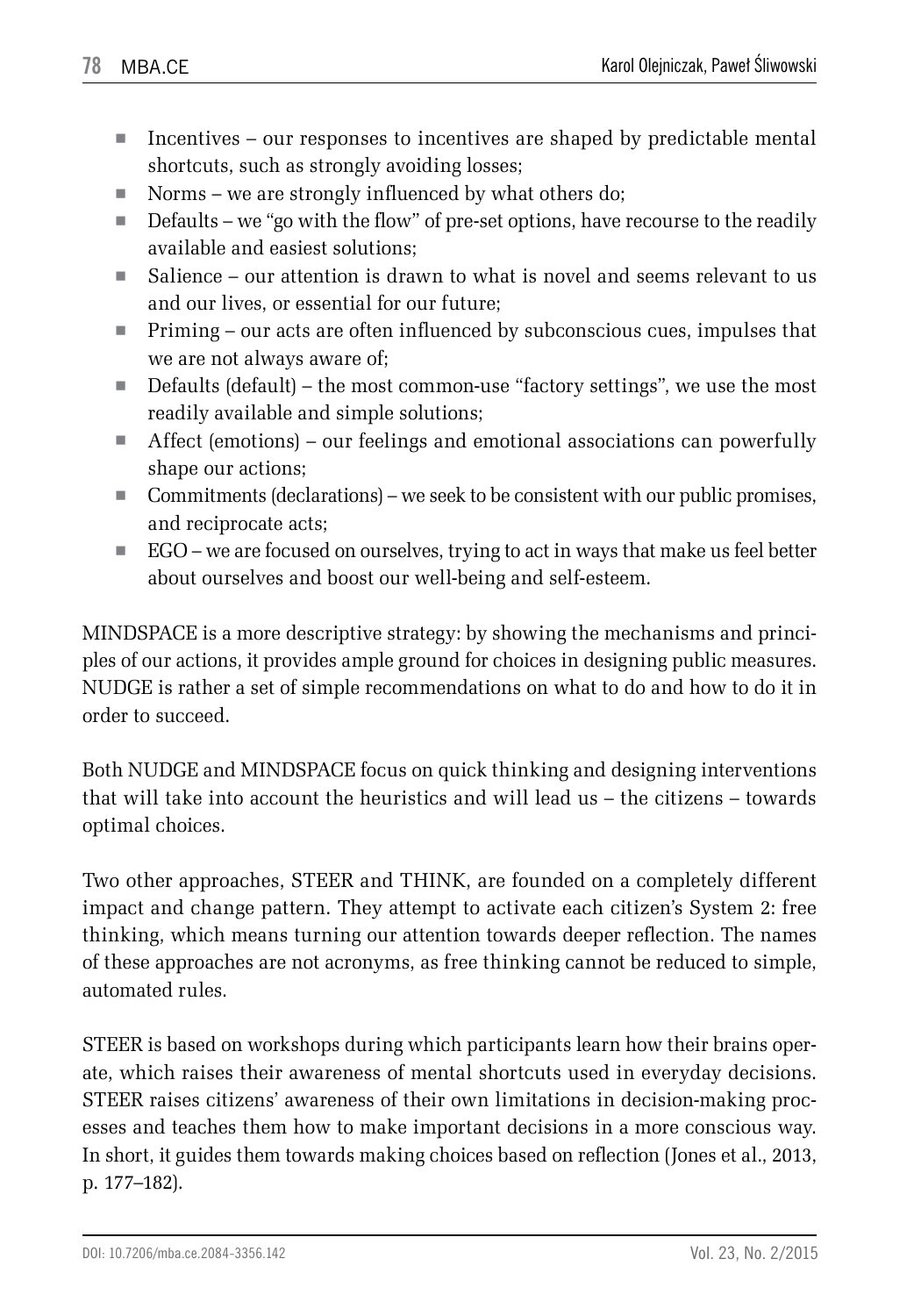- Incentives – our responses to incentives are shaped by predictable mental shortcuts, such as strongly avoiding losses;
- Norms – we are strongly influenced by what others do;
- Defaults – we "go with the flow" of pre-set options, have recourse to the readily available and easiest solutions;
- Salience – our attention is drawn to what is novel and seems relevant to us and our lives, or essential for our future;
- Priming – our acts are often influenced by subconscious cues, impulses that we are not always aware of;
- Defaults (default) – the most common-use "factory settings", we use the most readily available and simple solutions;
- Affect (emotions) – our feelings and emotional associations can powerfully shape our actions;
- Commitments (declarations) – we seek to be consistent with our public promises, and reciprocate acts;
- EGO – we are focused on ourselves, trying to act in ways that make us feel better about ourselves and boost our well-being and self-esteem.

MINDSPACE is a more descriptive strategy: by showing the mechanisms and principles of our actions, it provides ample ground for choices in designing public measures. NUDGE is rather a set of simple recommendations on what to do and how to do it in order to succeed.

Both NUDGE and MINDSPACE focus on quick thinking and designing interventions that will take into account the heuristics and will lead us – the citizens – towards optimal choices.

Two other approaches, STEER and THINK, are founded on a completely different impact and change pattern. They attempt to activate each citizen's System 2: free thinking, which means turning our attention towards deeper reflection. The names of these approaches are not acronyms, as free thinking cannot be reduced to simple, automated rules.

STEER is based on workshops during which participants learn how their brains operate, which raises their awareness of mental shortcuts used in everyday decisions. STEER raises citizens' awareness of their own limitations in decision-making processes and teaches them how to make important decisions in a more conscious way. In short, it guides them towards making choices based on reflection (Jones et al., 2013, p. 177–182).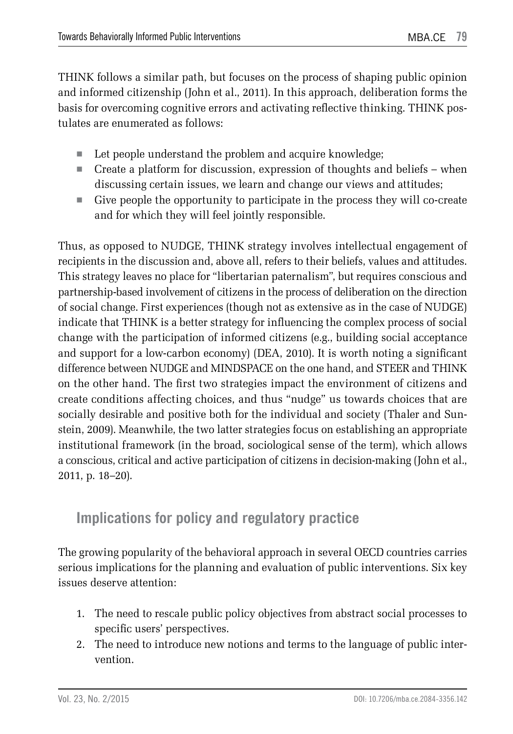THINK follows a similar path, but focuses on the process of shaping public opinion and informed citizenship (John et al., 2011). In this approach, deliberation forms the basis for overcoming cognitive errors and activating reflective thinking. THINK postulates are enumerated as follows:

- Let people understand the problem and acquire knowledge;
- Create a platform for discussion, expression of thoughts and beliefs – when discussing certain issues, we learn and change our views and attitudes;
- Give people the opportunity to participate in the process they will co-create and for which they will feel jointly responsible.

Thus, as opposed to NUDGE, THINK strategy involves intellectual engagement of recipients in the discussion and, above all, refers to their beliefs, values and attitudes. This strategy leaves no place for "libertarian paternalism", but requires conscious and partnership-based involvement of citizens in the process of deliberation on the direction of social change. First experiences (though not as extensive as in the case of NUDGE) indicate that THINK is a better strategy for influencing the complex process of social change with the participation of informed citizens (e.g., building social acceptance and support for a low-carbon economy) (DEA, 2010). It is worth noting a significant difference between NUDGE and MINDSPACE on the one hand, and STEER and THINK on the other hand. The first two strategies impact the environment of citizens and create conditions affecting choices, and thus "nudge" us towards choices that are socially desirable and positive both for the individual and society (Thaler and Sunstein, 2009). Meanwhile, the two latter strategies focus on establishing an appropriate institutional framework (in the broad, sociological sense of the term), which allows a conscious, critical and active participation of citizens in decision-making (John et al., 2011, p. 18–20).

## Implications for policy and regulatory practice

The growing popularity of the behavioral approach in several OECD countries carries serious implications for the planning and evaluation of public interventions. Six key issues deserve attention:

1. The need to rescale public policy objectives from abstract social processes to specific users' perspectives.
2. The need to introduce new notions and terms to the language of public intervention.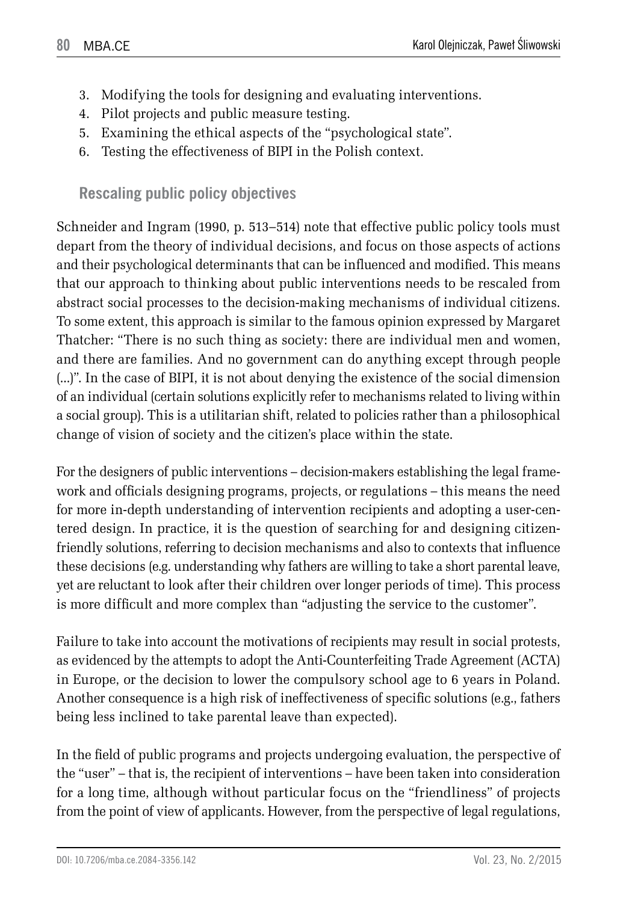3. Modifying the tools for designing and evaluating interventions.
4. Pilot projects and public measure testing.
5. Examining the ethical aspects of the "psychological state".
6. Testing the effectiveness of BIPI in the Polish context.

### Rescaling public policy objectives

Schneider and Ingram (1990, p. 513–514) note that effective public policy tools must depart from the theory of individual decisions, and focus on those aspects of actions and their psychological determinants that can be influenced and modified. This means that our approach to thinking about public interventions needs to be rescaled from abstract social processes to the decision-making mechanisms of individual citizens. To some extent, this approach is similar to the famous opinion expressed by Margaret Thatcher: "There is no such thing as society: there are individual men and women, and there are families. And no government can do anything except through people (...)". In the case of BIPI, it is not about denying the existence of the social dimension of an individual (certain solutions explicitly refer to mechanisms related to living within a social group). This is a utilitarian shift, related to policies rather than a philosophical change of vision of society and the citizen's place within the state.

For the designers of public interventions – decision-makers establishing the legal framework and officials designing programs, projects, or regulations – this means the need for more in-depth understanding of intervention recipients and adopting a user-centered design. In practice, it is the question of searching for and designing citizen-friendly solutions, referring to decision mechanisms and also to contexts that influence these decisions (e.g. understanding why fathers are willing to take a short parental leave, yet are reluctant to look after their children over longer periods of time). This process is more difficult and more complex than "adjusting the service to the customer".

Failure to take into account the motivations of recipients may result in social protests, as evidenced by the attempts to adopt the Anti-Counterfeiting Trade Agreement (ACTA) in Europe, or the decision to lower the compulsory school age to 6 years in Poland. Another consequence is a high risk of ineffectiveness of specific solutions (e.g., fathers being less inclined to take parental leave than expected).

In the field of public programs and projects undergoing evaluation, the perspective of the "user" – that is, the recipient of interventions – have been taken into consideration for a long time, although without particular focus on the "friendliness" of projects from the point of view of applicants. However, from the perspective of legal regulations,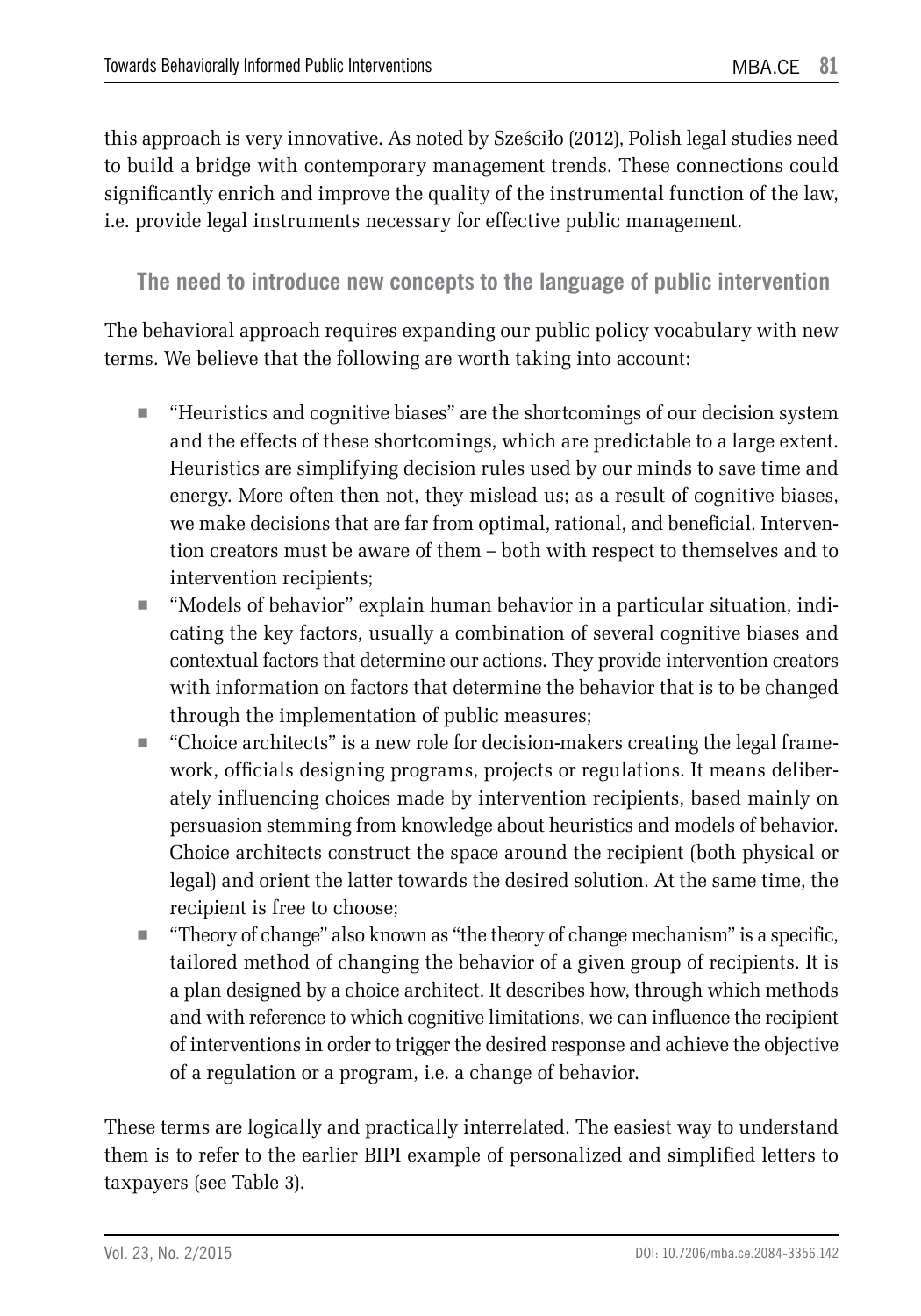this approach is very innovative. As noted by Sześciło (2012), Polish legal studies need to build a bridge with contemporary management trends. These connections could significantly enrich and improve the quality of the instrumental function of the law, i.e. provide legal instruments necessary for effective public management.

### The need to introduce new concepts to the language of public intervention

The behavioral approach requires expanding our public policy vocabulary with new terms. We believe that the following are worth taking into account:

- "Heuristics and cognitive biases" are the shortcomings of our decision system and the effects of these shortcomings, which are predictable to a large extent. Heuristics are simplifying decision rules used by our minds to save time and energy. More often then not, they mislead us; as a result of cognitive biases, we make decisions that are far from optimal, rational, and beneficial. Intervention creators must be aware of them – both with respect to themselves and to intervention recipients;
- "Models of behavior" explain human behavior in a particular situation, indicating the key factors, usually a combination of several cognitive biases and contextual factors that determine our actions. They provide intervention creators with information on factors that determine the behavior that is to be changed through the implementation of public measures;
- "Choice architects" is a new role for decision-makers creating the legal framework, officials designing programs, projects or regulations. It means deliberately influencing choices made by intervention recipients, based mainly on persuasion stemming from knowledge about heuristics and models of behavior. Choice architects construct the space around the recipient (both physical or legal) and orient the latter towards the desired solution. At the same time, the recipient is free to choose;
- "Theory of change" also known as "the theory of change mechanism" is a specific, tailored method of changing the behavior of a given group of recipients. It is a plan designed by a choice architect. It describes how, through which methods and with reference to which cognitive limitations, we can influence the recipient of interventions in order to trigger the desired response and achieve the objective of a regulation or a program, i.e. a change of behavior.

These terms are logically and practically interrelated. The easiest way to understand them is to refer to the earlier BIPI example of personalized and simplified letters to taxpayers (see Table 3).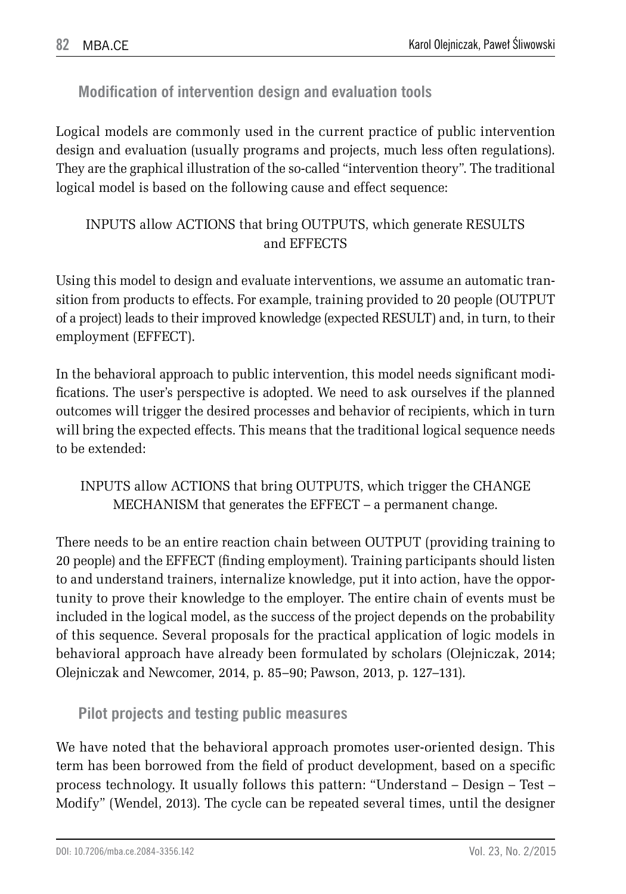## Modification of intervention design and evaluation tools

Logical models are commonly used in the current practice of public intervention design and evaluation (usually programs and projects, much less often regulations). They are the graphical illustration of the so-called "intervention theory". The traditional logical model is based on the following cause and effect sequence:

INPUTS allow ACTIONS that bring OUTPUTS, which generate RESULTS and EFFECTS

Using this model to design and evaluate interventions, we assume an automatic transition from products to effects. For example, training provided to 20 people (OUTPUT of a project) leads to their improved knowledge (expected RESULT) and, in turn, to their employment (EFFECT).

In the behavioral approach to public intervention, this model needs significant modifications. The user's perspective is adopted. We need to ask ourselves if the planned outcomes will trigger the desired processes and behavior of recipients, which in turn will bring the expected effects. This means that the traditional logical sequence needs to be extended:

INPUTS allow ACTIONS that bring OUTPUTS, which trigger the CHANGE MECHANISM that generates the EFFECT – a permanent change.

There needs to be an entire reaction chain between OUTPUT (providing training to 20 people) and the EFFECT (finding employment). Training participants should listen to and understand trainers, internalize knowledge, put it into action, have the opportunity to prove their knowledge to the employer. The entire chain of events must be included in the logical model, as the success of the project depends on the probability of this sequence. Several proposals for the practical application of logic models in behavioral approach have already been formulated by scholars (Olejniczak, 2014; Olejniczak and Newcomer, 2014, p. 85–90; Pawson, 2013, p. 127–131).

## Pilot projects and testing public measures

We have noted that the behavioral approach promotes user-oriented design. This term has been borrowed from the field of product development, based on a specific process technology. It usually follows this pattern: "Understand – Design – Test – Modify" (Wendel, 2013). The cycle can be repeated several times, until the designer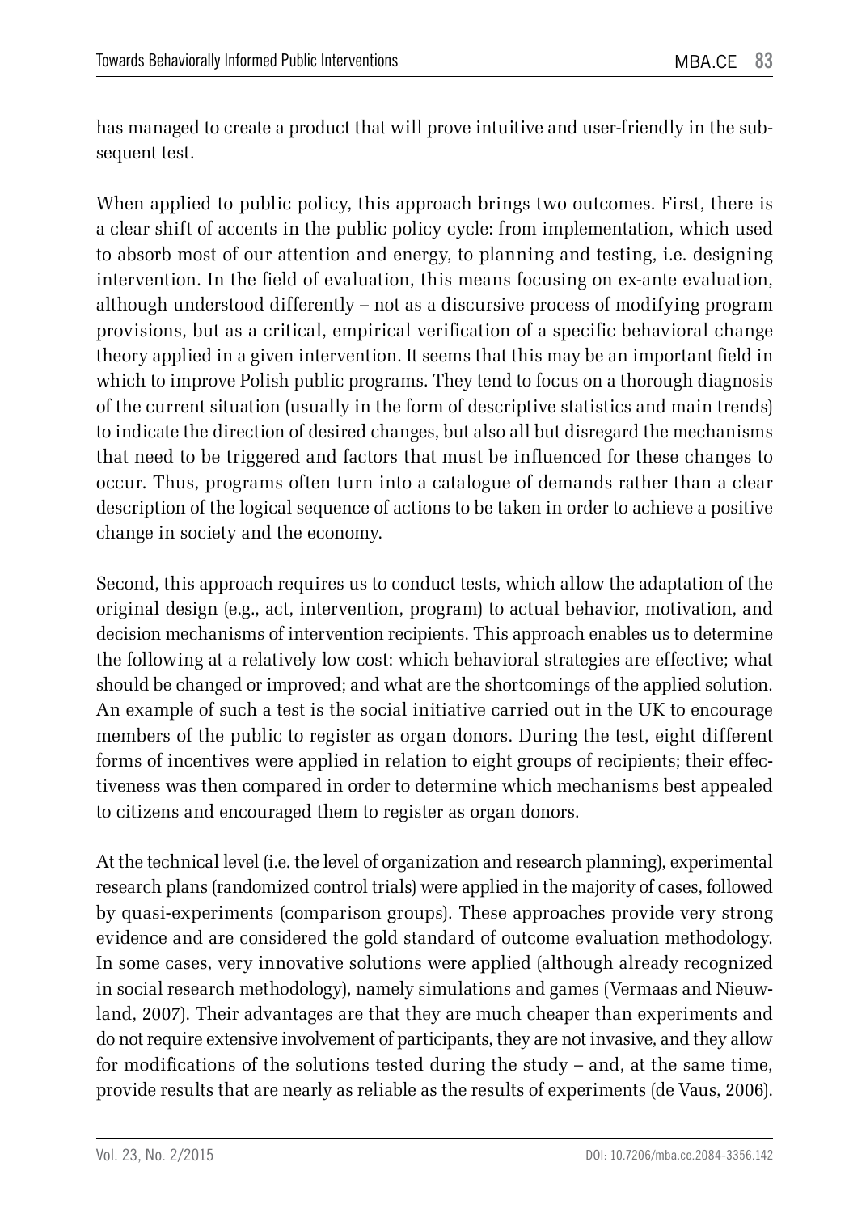has managed to create a product that will prove intuitive and user-friendly in the subsequent test.

When applied to public policy, this approach brings two outcomes. First, there is a clear shift of accents in the public policy cycle: from implementation, which used to absorb most of our attention and energy, to planning and testing, i.e. designing intervention. In the field of evaluation, this means focusing on ex-ante evaluation, although understood differently – not as a discursive process of modifying program provisions, but as a critical, empirical verification of a specific behavioral change theory applied in a given intervention. It seems that this may be an important field in which to improve Polish public programs. They tend to focus on a thorough diagnosis of the current situation (usually in the form of descriptive statistics and main trends) to indicate the direction of desired changes, but also all but disregard the mechanisms that need to be triggered and factors that must be influenced for these changes to occur. Thus, programs often turn into a catalogue of demands rather than a clear description of the logical sequence of actions to be taken in order to achieve a positive change in society and the economy.

Second, this approach requires us to conduct tests, which allow the adaptation of the original design (e.g., act, intervention, program) to actual behavior, motivation, and decision mechanisms of intervention recipients. This approach enables us to determine the following at a relatively low cost: which behavioral strategies are effective; what should be changed or improved; and what are the shortcomings of the applied solution. An example of such a test is the social initiative carried out in the UK to encourage members of the public to register as organ donors. During the test, eight different forms of incentives were applied in relation to eight groups of recipients; their effectiveness was then compared in order to determine which mechanisms best appealed to citizens and encouraged them to register as organ donors.

At the technical level (i.e. the level of organization and research planning), experimental research plans (randomized control trials) were applied in the majority of cases, followed by quasi-experiments (comparison groups). These approaches provide very strong evidence and are considered the gold standard of outcome evaluation methodology. In some cases, very innovative solutions were applied (although already recognized in social research methodology), namely simulations and games (Vermaas and Nieuwland, 2007). Their advantages are that they are much cheaper than experiments and do not require extensive involvement of participants, they are not invasive, and they allow for modifications of the solutions tested during the study – and, at the same time, provide results that are nearly as reliable as the results of experiments (de Vaus, 2006).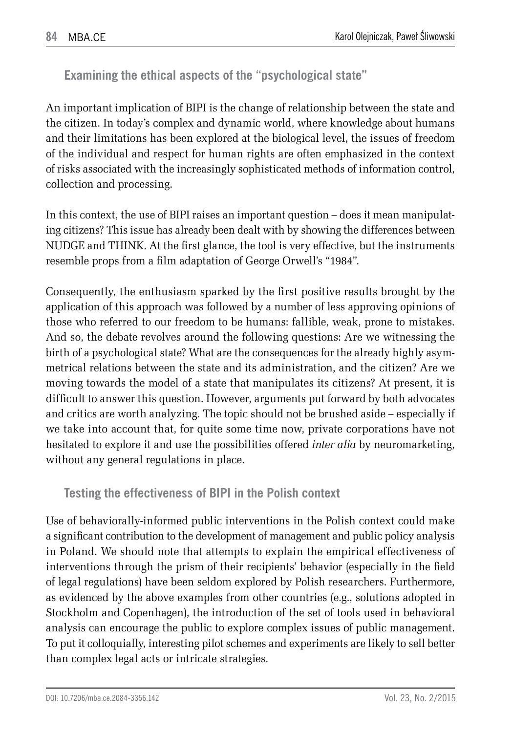## Examining the ethical aspects of the "psychological state"

An important implication of BIPI is the change of relationship between the state and the citizen. In today's complex and dynamic world, where knowledge about humans and their limitations has been explored at the biological level, the issues of freedom of the individual and respect for human rights are often emphasized in the context of risks associated with the increasingly sophisticated methods of information control, collection and processing.

In this context, the use of BIPI raises an important question – does it mean manipulating citizens? This issue has already been dealt with by showing the differences between NUDGE and THINK. At the first glance, the tool is very effective, but the instruments resemble props from a film adaptation of George Orwell's "1984".

Consequently, the enthusiasm sparked by the first positive results brought by the application of this approach was followed by a number of less approving opinions of those who referred to our freedom to be humans: fallible, weak, prone to mistakes. And so, the debate revolves around the following questions: Are we witnessing the birth of a psychological state? What are the consequences for the already highly asymmetrical relations between the state and its administration, and the citizen? Are we moving towards the model of a state that manipulates its citizens? At present, it is difficult to answer this question. However, arguments put forward by both advocates and critics are worth analyzing. The topic should not be brushed aside – especially if we take into account that, for quite some time now, private corporations have not hesitated to explore it and use the possibilities offered *inter alia* by neuromarketing, without any general regulations in place.

## Testing the effectiveness of BIPI in the Polish context

Use of behaviorally-informed public interventions in the Polish context could make a significant contribution to the development of management and public policy analysis in Poland. We should note that attempts to explain the empirical effectiveness of interventions through the prism of their recipients' behavior (especially in the field of legal regulations) have been seldom explored by Polish researchers. Furthermore, as evidenced by the above examples from other countries (e.g., solutions adopted in Stockholm and Copenhagen), the introduction of the set of tools used in behavioral analysis can encourage the public to explore complex issues of public management. To put it colloquially, interesting pilot schemes and experiments are likely to sell better than complex legal acts or intricate strategies.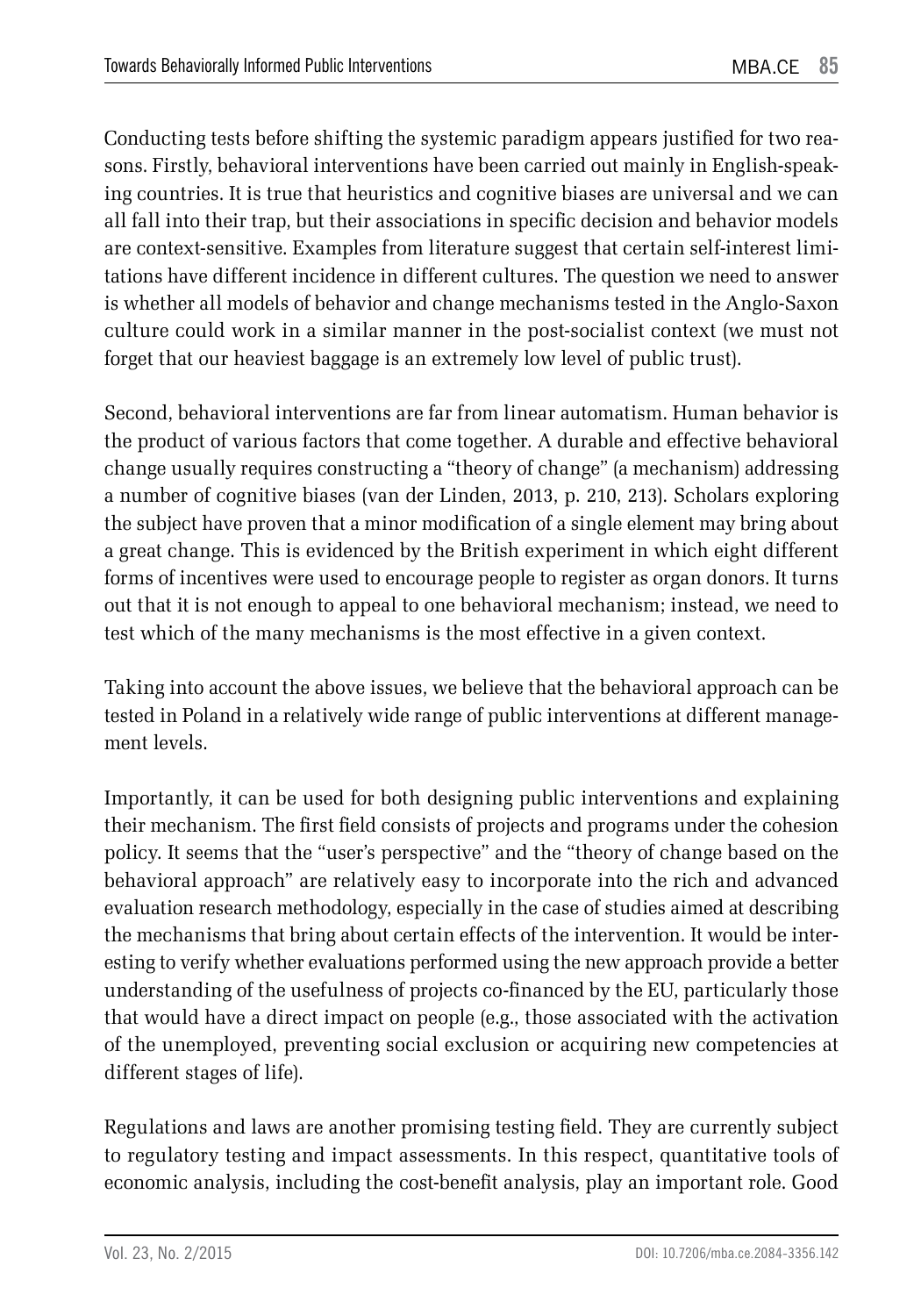Conducting tests before shifting the systemic paradigm appears justified for two reasons. Firstly, behavioral interventions have been carried out mainly in English-speaking countries. It is true that heuristics and cognitive biases are universal and we can all fall into their trap, but their associations in specific decision and behavior models are context-sensitive. Examples from literature suggest that certain self-interest limitations have different incidence in different cultures. The question we need to answer is whether all models of behavior and change mechanisms tested in the Anglo-Saxon culture could work in a similar manner in the post-socialist context (we must not forget that our heaviest baggage is an extremely low level of public trust).

Second, behavioral interventions are far from linear automatism. Human behavior is the product of various factors that come together. A durable and effective behavioral change usually requires constructing a "theory of change" (a mechanism) addressing a number of cognitive biases (van der Linden, 2013, p. 210, 213). Scholars exploring the subject have proven that a minor modification of a single element may bring about a great change. This is evidenced by the British experiment in which eight different forms of incentives were used to encourage people to register as organ donors. It turns out that it is not enough to appeal to one behavioral mechanism; instead, we need to test which of the many mechanisms is the most effective in a given context.

Taking into account the above issues, we believe that the behavioral approach can be tested in Poland in a relatively wide range of public interventions at different management levels.

Importantly, it can be used for both designing public interventions and explaining their mechanism. The first field consists of projects and programs under the cohesion policy. It seems that the "user's perspective" and the "theory of change based on the behavioral approach" are relatively easy to incorporate into the rich and advanced evaluation research methodology, especially in the case of studies aimed at describing the mechanisms that bring about certain effects of the intervention. It would be interesting to verify whether evaluations performed using the new approach provide a better understanding of the usefulness of projects co-financed by the EU, particularly those that would have a direct impact on people (e.g., those associated with the activation of the unemployed, preventing social exclusion or acquiring new competencies at different stages of life).

Regulations and laws are another promising testing field. They are currently subject to regulatory testing and impact assessments. In this respect, quantitative tools of economic analysis, including the cost-benefit analysis, play an important role. Good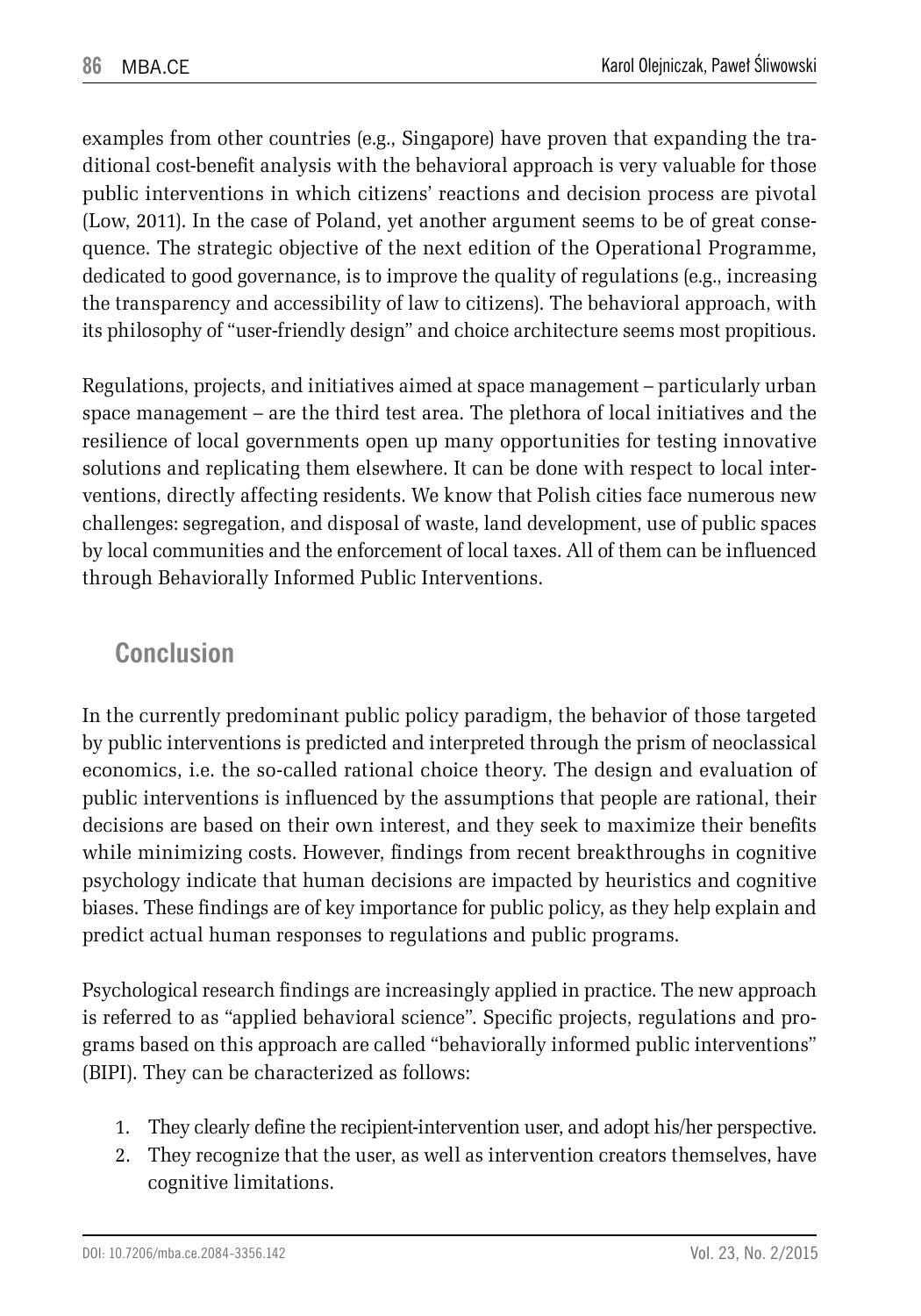examples from other countries (e.g., Singapore) have proven that expanding the traditional cost-benefit analysis with the behavioral approach is very valuable for those public interventions in which citizens' reactions and decision process are pivotal (Low, 2011). In the case of Poland, yet another argument seems to be of great consequence. The strategic objective of the next edition of the Operational Programme, dedicated to good governance, is to improve the quality of regulations (e.g., increasing the transparency and accessibility of law to citizens). The behavioral approach, with its philosophy of "user-friendly design" and choice architecture seems most propitious.

Regulations, projects, and initiatives aimed at space management – particularly urban space management – are the third test area. The plethora of local initiatives and the resilience of local governments open up many opportunities for testing innovative solutions and replicating them elsewhere. It can be done with respect to local interventions, directly affecting residents. We know that Polish cities face numerous new challenges: segregation, and disposal of waste, land development, use of public spaces by local communities and the enforcement of local taxes. All of them can be influenced through Behaviorally Informed Public Interventions.

## Conclusion

In the currently predominant public policy paradigm, the behavior of those targeted by public interventions is predicted and interpreted through the prism of neoclassical economics, i.e. the so-called rational choice theory. The design and evaluation of public interventions is influenced by the assumptions that people are rational, their decisions are based on their own interest, and they seek to maximize their benefits while minimizing costs. However, findings from recent breakthroughs in cognitive psychology indicate that human decisions are impacted by heuristics and cognitive biases. These findings are of key importance for public policy, as they help explain and predict actual human responses to regulations and public programs.

Psychological research findings are increasingly applied in practice. The new approach is referred to as "applied behavioral science". Specific projects, regulations and programs based on this approach are called "behaviorally informed public interventions" (BIPI). They can be characterized as follows:

1. They clearly define the recipient-intervention user, and adopt his/her perspective.
2. They recognize that the user, as well as intervention creators themselves, have cognitive limitations.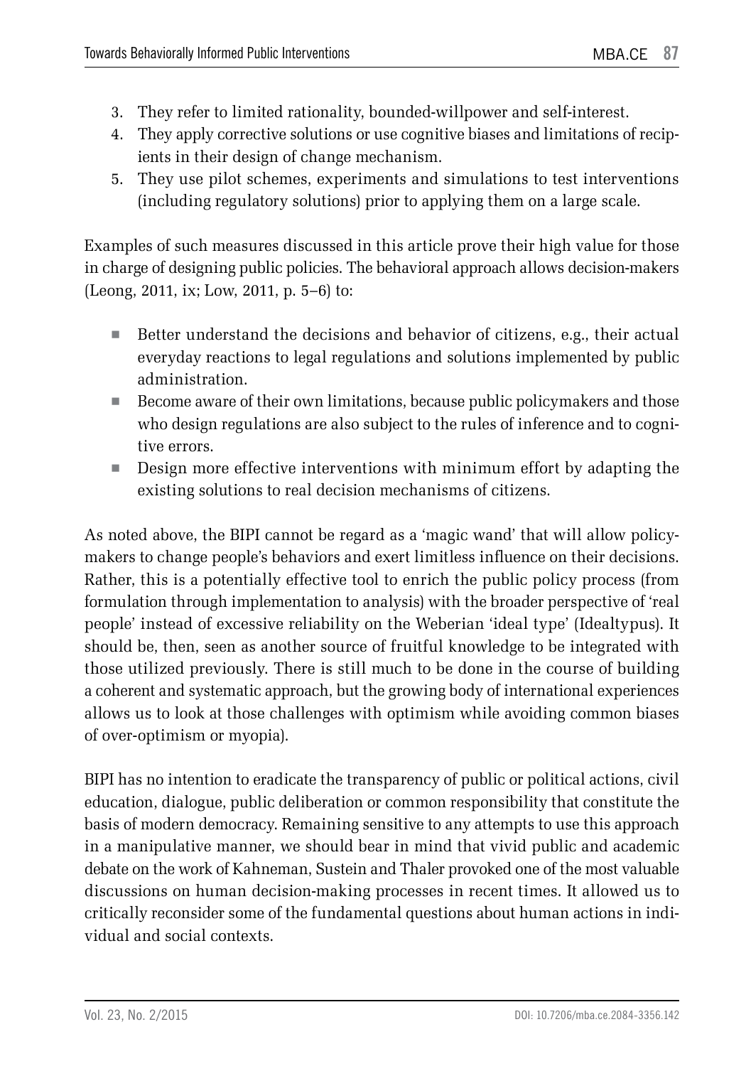3. They refer to limited rationality, bounded-willpower and self-interest.
4. They apply corrective solutions or use cognitive biases and limitations of recipients in their design of change mechanism.
5. They use pilot schemes, experiments and simulations to test interventions (including regulatory solutions) prior to applying them on a large scale.

Examples of such measures discussed in this article prove their high value for those in charge of designing public policies. The behavioral approach allows decision-makers (Leong, 2011, ix; Low, 2011, p. 5–6) to:

- Better understand the decisions and behavior of citizens, e.g., their actual everyday reactions to legal regulations and solutions implemented by public administration.
- Become aware of their own limitations, because public policymakers and those who design regulations are also subject to the rules of inference and to cognitive errors.
- Design more effective interventions with minimum effort by adapting the existing solutions to real decision mechanisms of citizens.

As noted above, the BIPI cannot be regard as a 'magic wand' that will allow policymakers to change people's behaviors and exert limitless influence on their decisions. Rather, this is a potentially effective tool to enrich the public policy process (from formulation through implementation to analysis) with the broader perspective of 'real people' instead of excessive reliability on the Weberian 'ideal type' (Idealtypus). It should be, then, seen as another source of fruitful knowledge to be integrated with those utilized previously. There is still much to be done in the course of building a coherent and systematic approach, but the growing body of international experiences allows us to look at those challenges with optimism while avoiding common biases of over-optimism or myopia).

BIPI has no intention to eradicate the transparency of public or political actions, civil education, dialogue, public deliberation or common responsibility that constitute the basis of modern democracy. Remaining sensitive to any attempts to use this approach in a manipulative manner, we should bear in mind that vivid public and academic debate on the work of Kahneman, Sustein and Thaler provoked one of the most valuable discussions on human decision-making processes in recent times. It allowed us to critically reconsider some of the fundamental questions about human actions in individual and social contexts.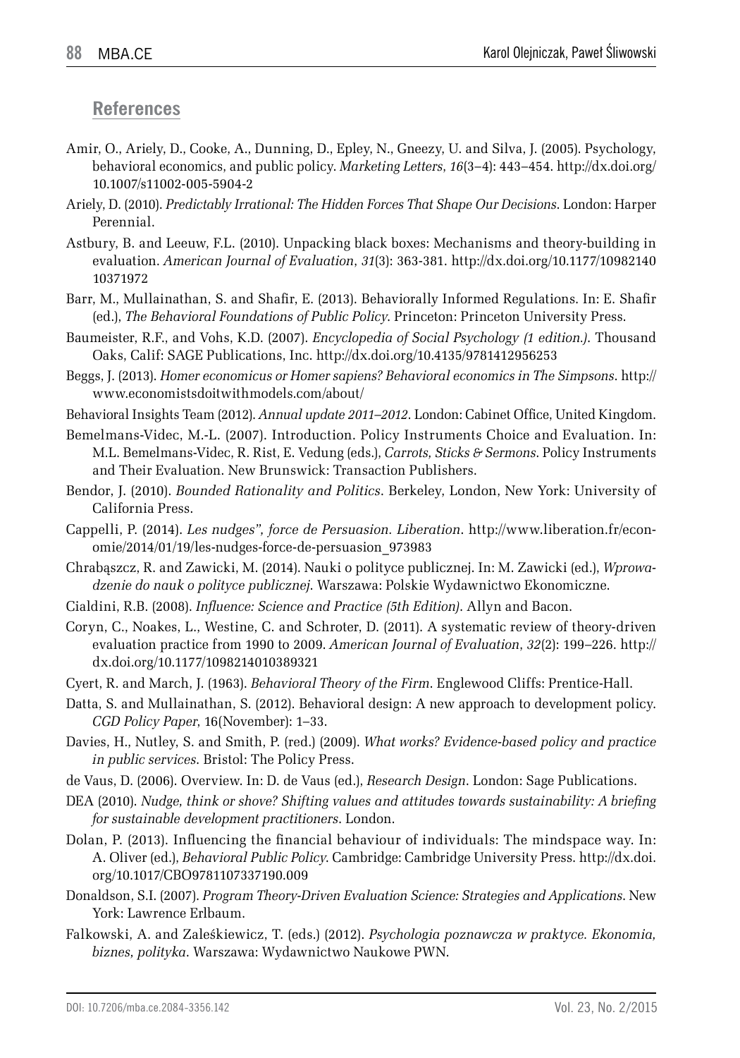## References

Amir, O., Ariely, D., Cooke, A., Dunning, D., Epley, N., Gneezy, U. and Silva, J. (2005). Psychology, behavioral economics, and public policy. *Marketing Letters*, *16*(3–4): 443–454. http://dx.doi.org/10.1007/s11002-005-5904-2

Ariely, D. (2010). *Predictably Irrational: The Hidden Forces That Shape Our Decisions*. London: Harper Perennial.

Astbury, B. and Leeuw, F.L. (2010). Unpacking black boxes: Mechanisms and theory-building in evaluation. *American Journal of Evaluation*, *31*(3): 363-381. http://dx.doi.org/10.1177/1098214010371972

Barr, M., Mullainathan, S. and Shafir, E. (2013). Behaviorally Informed Regulations. In: E. Shafir (ed.), *The Behavioral Foundations of Public Policy*. Princeton: Princeton University Press.

Baumeister, R.F., and Vohs, K.D. (2007). *Encyclopedia of Social Psychology (1 edition.)*. Thousand Oaks, Calif: SAGE Publications, Inc. http://dx.doi.org/10.4135/9781412956253

Beggs, J. (2013). *Homer economicus or Homer sapiens? Behavioral economics in The Simpsons*. http://www.economistsdoitwithmodels.com/about/

Behavioral Insights Team (2012). *Annual update 2011–2012*. London: Cabinet Office, United Kingdom.

Bemelmans-Videc, M.-L. (2007). Introduction. Policy Instruments Choice and Evaluation. In: M.L. Bemelmans-Videc, R. Rist, E. Vedung (eds.), *Carrots, Sticks & Sermons*. Policy Instruments and Their Evaluation. New Brunswick: Transaction Publishers.

Bendor, J. (2010). *Bounded Rationality and Politics*. Berkeley, London, New York: University of California Press.

Cappelli, P. (2014). *Les nudges", force de Persuasion. Liberation*. http://www.liberation.fr/economie/2014/01/19/les-nudges-force-de-persuasion_973983

Chrabąszcz, R. and Zawicki, M. (2014). Nauki o polityce publicznej. In: M. Zawicki (ed.), *Wprowadzenie do nauk o polityce publicznej*. Warszawa: Polskie Wydawnictwo Ekonomiczne.

Cialdini, R.B. (2008). *Influence: Science and Practice (5th Edition)*. Allyn and Bacon.

Coryn, C., Noakes, L., Westine, C. and Schroter, D. (2011). A systematic review of theory-driven evaluation practice from 1990 to 2009. *American Journal of Evaluation*, *32*(2): 199–226. http://dx.doi.org/10.1177/1098214010389321

Cyert, R. and March, J. (1963). *Behavioral Theory of the Firm*. Englewood Cliffs: Prentice-Hall.

Datta, S. and Mullainathan, S. (2012). Behavioral design: A new approach to development policy. *CGD Policy Paper*, 16(November): 1–33.

Davies, H., Nutley, S. and Smith, P. (red.) (2009). *What works? Evidence-based policy and practice in public services*. Bristol: The Policy Press.

de Vaus, D. (2006). Overview. In: D. de Vaus (ed.), *Research Design*. London: Sage Publications.

DEA (2010). *Nudge, think or shove? Shifting values and attitudes towards sustainability: A briefing for sustainable development practitioners*. London.

Dolan, P. (2013). Influencing the financial behaviour of individuals: The mindspace way. In: A. Oliver (ed.), *Behavioral Public Policy*. Cambridge: Cambridge University Press. http://dx.doi.org/10.1017/CBO9781107337190.009

Donaldson, S.I. (2007). *Program Theory-Driven Evaluation Science: Strategies and Applications*. New York: Lawrence Erlbaum.

Falkowski, A. and Zaleśkiewicz, T. (eds.) (2012). *Psychologia poznawcza w praktyce. Ekonomia, biznes, polityka*. Warszawa: Wydawnictwo Naukowe PWN.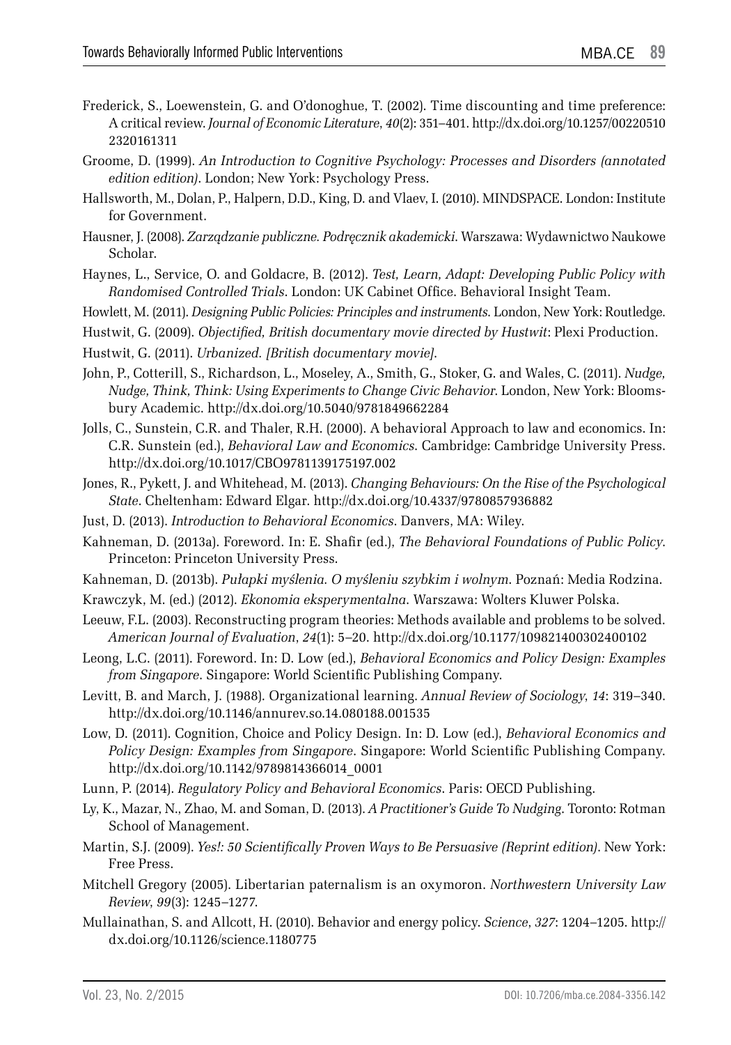Frederick, S., Loewenstein, G. and O'donoghue, T. (2002). Time discounting and time preference: A critical review. *Journal of Economic Literature*, *40*(2): 351–401. http://dx.doi.org/10.1257/002205102320161311

Groome, D. (1999). *An Introduction to Cognitive Psychology: Processes and Disorders (annotated edition edition)*. London; New York: Psychology Press.

Hallsworth, M., Dolan, P., Halpern, D.D., King, D. and Vlaev, I. (2010). MINDSPACE. London: Institute for Government.

Hausner, J. (2008). *Zarządzanie publiczne. Podręcznik akademicki*. Warszawa: Wydawnictwo Naukowe Scholar.

Haynes, L., Service, O. and Goldacre, B. (2012). *Test, Learn, Adapt: Developing Public Policy with Randomised Controlled Trials*. London: UK Cabinet Office. Behavioral Insight Team.

Howlett, M. (2011). *Designing Public Policies: Principles and instruments*. London, New York: Routledge.

Hustwit, G. (2009). *Objectified, British documentary movie directed by Hustwit*: Plexi Production.

Hustwit, G. (2011). *Urbanized. [British documentary movie]*.

John, P., Cotterill, S., Richardson, L., Moseley, A., Smith, G., Stoker, G. and Wales, C. (2011). *Nudge, Nudge, Think, Think: Using Experiments to Change Civic Behavior*. London, New York: Bloomsbury Academic. http://dx.doi.org/10.5040/9781849662284

Jolls, C., Sunstein, C.R. and Thaler, R.H. (2000). A behavioral Approach to law and economics. In: C.R. Sunstein (ed.), *Behavioral Law and Economics*. Cambridge: Cambridge University Press. http://dx.doi.org/10.1017/CBO9781139175197.002

Jones, R., Pykett, J. and Whitehead, M. (2013). *Changing Behaviours: On the Rise of the Psychological State*. Cheltenham: Edward Elgar. http://dx.doi.org/10.4337/9780857936882

Just, D. (2013). *Introduction to Behavioral Economics*. Danvers, MA: Wiley.

Kahneman, D. (2013a). Foreword. In: E. Shafir (ed.), *The Behavioral Foundations of Public Policy*. Princeton: Princeton University Press.

Kahneman, D. (2013b). *Pułapki myślenia. O myśleniu szybkim i wolnym*. Poznań: Media Rodzina.

Krawczyk, M. (ed.) (2012). *Ekonomia eksperymentalna*. Warszawa: Wolters Kluwer Polska.

Leeuw, F.L. (2003). Reconstructing program theories: Methods available and problems to be solved. *American Journal of Evaluation*, *24*(1): 5–20. http://dx.doi.org/10.1177/109821400302400102

Leong, L.C. (2011). Foreword. In: D. Low (ed.), *Behavioral Economics and Policy Design: Examples from Singapore*. Singapore: World Scientific Publishing Company.

Levitt, B. and March, J. (1988). Organizational learning. *Annual Review of Sociology*, *14*: 319–340. http://dx.doi.org/10.1146/annurev.so.14.080188.001535

Low, D. (2011). Cognition, Choice and Policy Design. In: D. Low (ed.), *Behavioral Economics and Policy Design: Examples from Singapore*. Singapore: World Scientific Publishing Company. http://dx.doi.org/10.1142/9789814366014_0001

Lunn, P. (2014). *Regulatory Policy and Behavioral Economics*. Paris: OECD Publishing.

Ly, K., Mazar, N., Zhao, M. and Soman, D. (2013). *A Practitioner's Guide To Nudging*. Toronto: Rotman School of Management.

Martin, S.J. (2009). *Yes!: 50 Scientifically Proven Ways to Be Persuasive (Reprint edition)*. New York: Free Press.

Mitchell Gregory (2005). Libertarian paternalism is an oxymoron. *Northwestern University Law Review*, *99*(3): 1245–1277.

Mullainathan, S. and Allcott, H. (2010). Behavior and energy policy. *Science*, *327*: 1204–1205. http://dx.doi.org/10.1126/science.1180775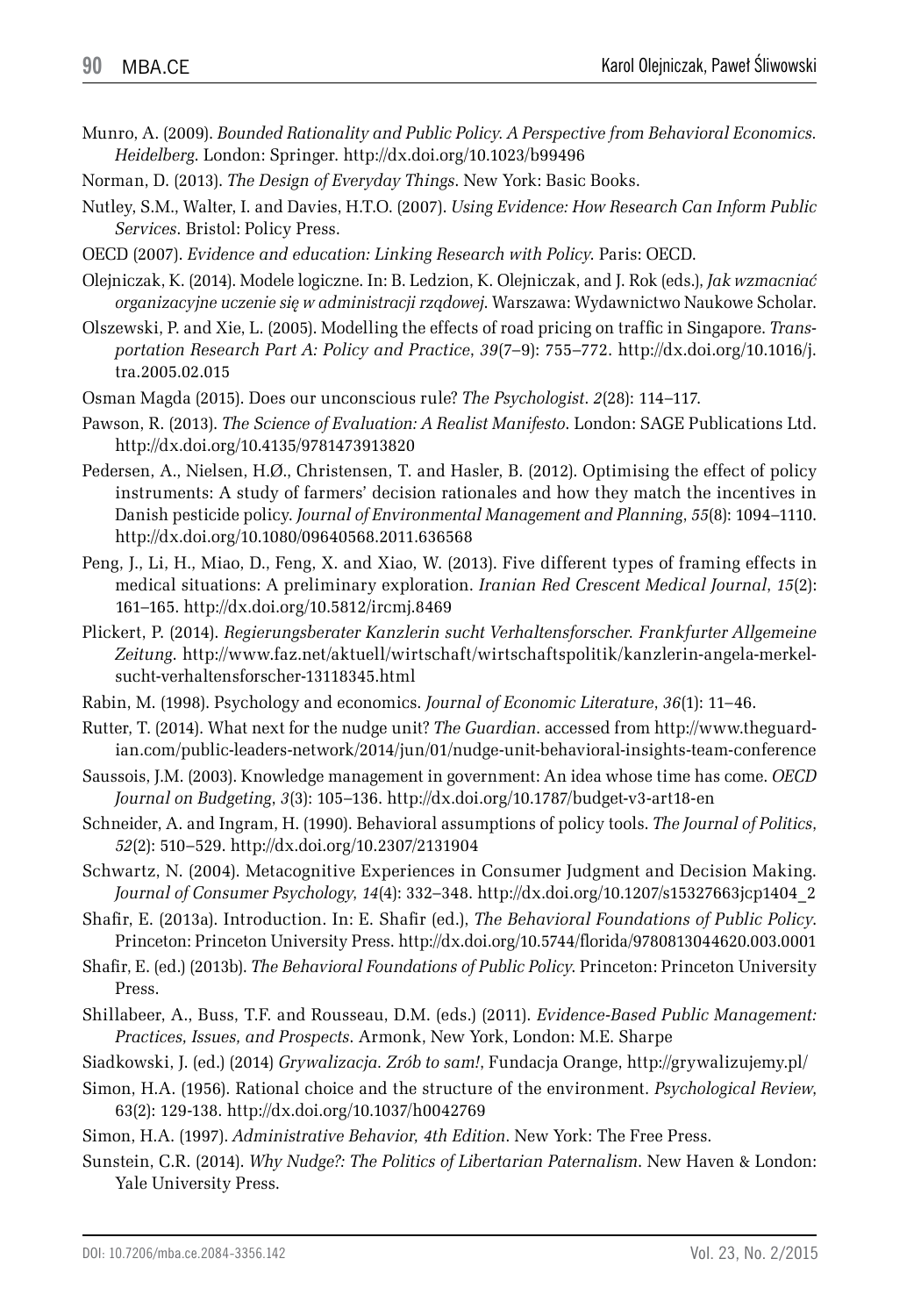Munro, A. (2009). *Bounded Rationality and Public Policy. A Perspective from Behavioral Economics. Heidelberg.* London: Springer. http://dx.doi.org/10.1023/b99496

Norman, D. (2013). *The Design of Everyday Things*. New York: Basic Books.

Nutley, S.M., Walter, I. and Davies, H.T.O. (2007). *Using Evidence: How Research Can Inform Public Services*. Bristol: Policy Press.

OECD (2007). *Evidence and education: Linking Research with Policy*. Paris: OECD.

Olejniczak, K. (2014). Modele logiczne. In: B. Ledzion, K. Olejniczak, and J. Rok (eds.), *Jak wzmacniać organizacyjne uczenie się w administracji rządowej*. Warszawa: Wydawnictwo Naukowe Scholar.

Olszewski, P. and Xie, L. (2005). Modelling the effects of road pricing on traffic in Singapore. *Transportation Research Part A: Policy and Practice*, *39*(7–9): 755–772. http://dx.doi.org/10.1016/j.tra.2005.02.015

Osman Magda (2015). Does our unconscious rule? *The Psychologist*. *2*(28): 114–117.

Pawson, R. (2013). *The Science of Evaluation: A Realist Manifesto*. London: SAGE Publications Ltd. http://dx.doi.org/10.4135/9781473913820

Pedersen, A., Nielsen, H.Ø., Christensen, T. and Hasler, B. (2012). Optimising the effect of policy instruments: A study of farmers' decision rationales and how they match the incentives in Danish pesticide policy. *Journal of Environmental Management and Planning*, *55*(8): 1094–1110. http://dx.doi.org/10.1080/09640568.2011.636568

Peng, J., Li, H., Miao, D., Feng, X. and Xiao, W. (2013). Five different types of framing effects in medical situations: A preliminary exploration. *Iranian Red Crescent Medical Journal*, *15*(2): 161–165. http://dx.doi.org/10.5812/ircmj.8469

Plickert, P. (2014). *Regierungsberater Kanzlerin sucht Verhaltensforscher. Frankfurter Allgemeine Zeitung*. http://www.faz.net/aktuell/wirtschaft/wirtschaftspolitik/kanzlerin-angela-merkel-sucht-verhaltensforscher-13118345.html

Rabin, M. (1998). Psychology and economics. *Journal of Economic Literature*, *36*(1): 11–46.

Rutter, T. (2014). What next for the nudge unit? *The Guardian*. accessed from http://www.theguardian.com/public-leaders-network/2014/jun/01/nudge-unit-behavioral-insights-team-conference

Saussois, J.M. (2003). Knowledge management in government: An idea whose time has come. *OECD Journal on Budgeting*, *3*(3): 105–136. http://dx.doi.org/10.1787/budget-v3-art18-en

Schneider, A. and Ingram, H. (1990). Behavioral assumptions of policy tools. *The Journal of Politics*, *52*(2): 510–529. http://dx.doi.org/10.2307/2131904

Schwartz, N. (2004). Metacognitive Experiences in Consumer Judgment and Decision Making. *Journal of Consumer Psychology*, *14*(4): 332–348. http://dx.doi.org/10.1207/s15327663jcp1404_2

Shafir, E. (2013a). Introduction. In: E. Shafir (ed.), *The Behavioral Foundations of Public Policy*. Princeton: Princeton University Press. http://dx.doi.org/10.5744/florida/9780813044620.003.0001

Shafir, E. (ed.) (2013b). *The Behavioral Foundations of Public Policy*. Princeton: Princeton University Press.

Shillabeer, A., Buss, T.F. and Rousseau, D.M. (eds.) (2011). *Evidence-Based Public Management: Practices, Issues, and Prospects*. Armonk, New York, London: M.E. Sharpe

Siadkowski, J. (ed.) (2014) *Grywalizacja. Zrób to sam!*, Fundacja Orange, http://grywalizujemy.pl/

Simon, H.A. (1956). Rational choice and the structure of the environment. *Psychological Review*, 63(2): 129-138. http://dx.doi.org/10.1037/h0042769

Simon, H.A. (1997). *Administrative Behavior, 4th Edition*. New York: The Free Press.

Sunstein, C.R. (2014). *Why Nudge?: The Politics of Libertarian Paternalism*. New Haven & London: Yale University Press.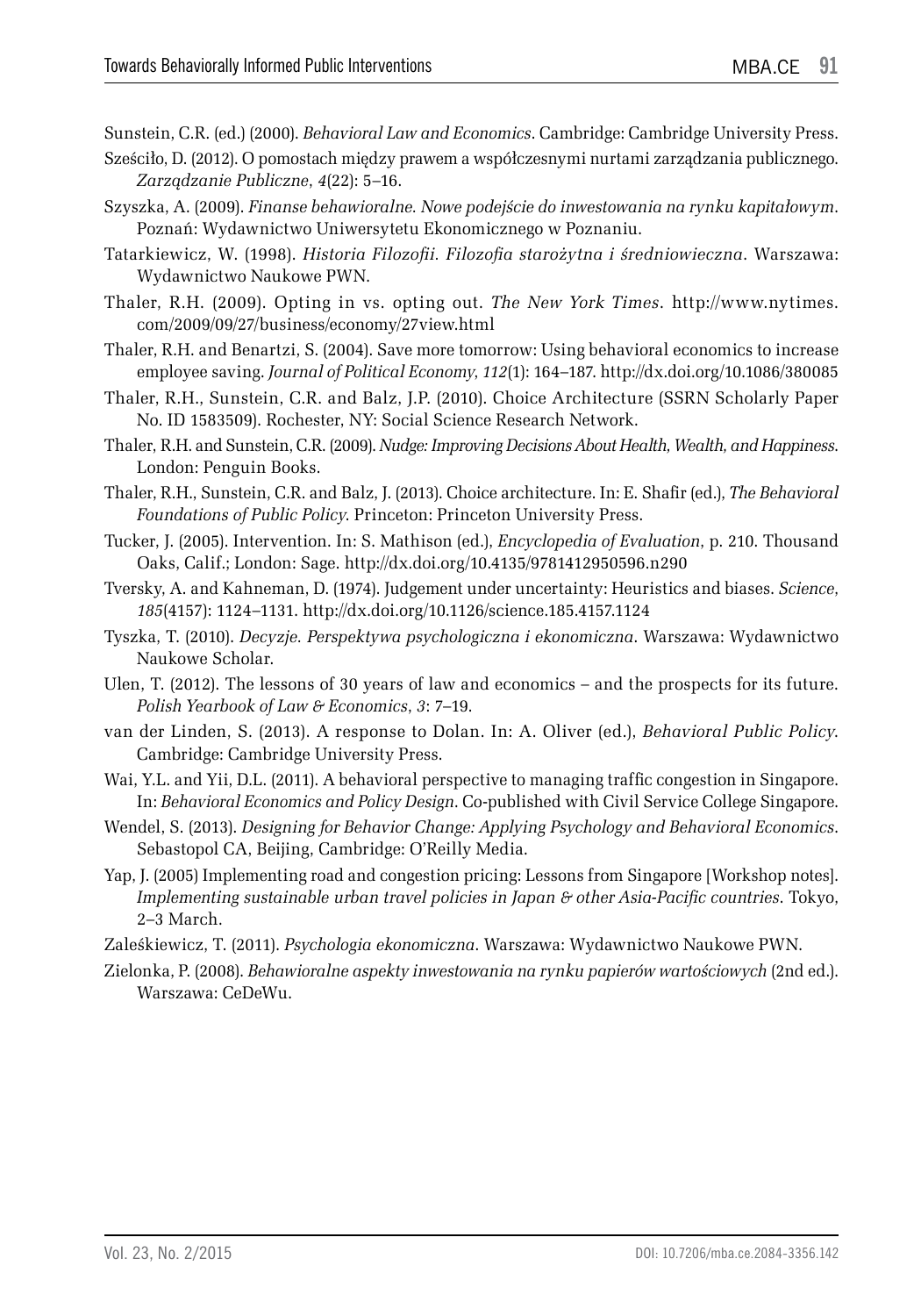Sunstein, C.R. (ed.) (2000). *Behavioral Law and Economics*. Cambridge: Cambridge University Press.

Sześciło, D. (2012). O pomostach między prawem a współczesnymi nurtami zarządzania publicznego. *Zarządzanie Publiczne*, *4*(22): 5–16.

Szyszka, A. (2009). *Finanse behawioralne. Nowe podejście do inwestowania na rynku kapitałowym*. Poznań: Wydawnictwo Uniwersytetu Ekonomicznego w Poznaniu.

Tatarkiewicz, W. (1998). *Historia Filozofii. Filozofia starożytna i średniowieczna*. Warszawa: Wydawnictwo Naukowe PWN.

Thaler, R.H. (2009). Opting in vs. opting out. *The New York Times*. http://www.nytimes.com/2009/09/27/business/economy/27view.html

Thaler, R.H. and Benartzi, S. (2004). Save more tomorrow: Using behavioral economics to increase employee saving. *Journal of Political Economy*, *112*(1): 164–187. http://dx.doi.org/10.1086/380085

Thaler, R.H., Sunstein, C.R. and Balz, J.P. (2010). Choice Architecture (SSRN Scholarly Paper No. ID 1583509). Rochester, NY: Social Science Research Network.

Thaler, R.H. and Sunstein, C.R. (2009). *Nudge: Improving Decisions About Health, Wealth, and Happiness*. London: Penguin Books.

Thaler, R.H., Sunstein, C.R. and Balz, J. (2013). Choice architecture. In: E. Shafir (ed.), *The Behavioral Foundations of Public Policy*. Princeton: Princeton University Press.

Tucker, J. (2005). Intervention. In: S. Mathison (ed.), *Encyclopedia of Evaluation*, p. 210. Thousand Oaks, Calif.; London: Sage. http://dx.doi.org/10.4135/9781412950596.n290

Tversky, A. and Kahneman, D. (1974). Judgement under uncertainty: Heuristics and biases. *Science*, *185*(4157): 1124–1131. http://dx.doi.org/10.1126/science.185.4157.1124

Tyszka, T. (2010). *Decyzje. Perspektywa psychologiczna i ekonomiczna*. Warszawa: Wydawnictwo Naukowe Scholar.

Ulen, T. (2012). The lessons of 30 years of law and economics – and the prospects for its future. *Polish Yearbook of Law & Economics*, *3*: 7–19.

van der Linden, S. (2013). A response to Dolan. In: A. Oliver (ed.), *Behavioral Public Policy*. Cambridge: Cambridge University Press.

Wai, Y.L. and Yii, D.L. (2011). A behavioral perspective to managing traffic congestion in Singapore. In: *Behavioral Economics and Policy Design*. Co-published with Civil Service College Singapore.

Wendel, S. (2013). *Designing for Behavior Change: Applying Psychology and Behavioral Economics*. Sebastopol CA, Beijing, Cambridge: O'Reilly Media.

Yap, J. (2005) Implementing road and congestion pricing: Lessons from Singapore [Workshop notes]. *Implementing sustainable urban travel policies in Japan & other Asia-Pacific countries*. Tokyo, 2–3 March.

Zaleśkiewicz, T. (2011). *Psychologia ekonomiczna*. Warszawa: Wydawnictwo Naukowe PWN.

Zielonka, P. (2008). *Behawioralne aspekty inwestowania na rynku papierów wartościowych* (2nd ed.). Warszawa: CeDeWu.